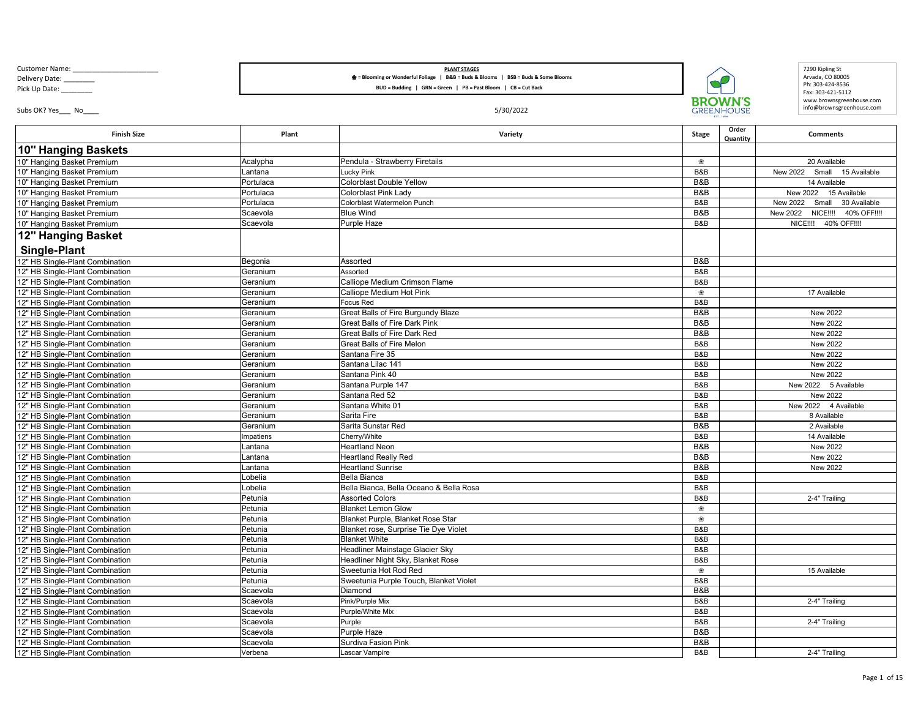Customer Name: _______________________
Delivery Date: ________
Pick Up Date: ________

Subs OK? Yes___ No____

**PLANT STAGES**

❀ = Blooming or Wonderful Foliage | B&B = Buds & Blooms | BSB = Buds & Some Blooms
BUD = Budding | GRN = Green | PB = Past Bloom | CB = Cut Back

5/30/2022

BROWN'S GREENHOUSE

7290 Kipling St
Arvada, CO 80005
Ph: 303-424-8536
Fax: 303-421-5112
www.brownsgreenhouse.com
info@brownsgreenhouse.com

| Finish Size | Plant | Variety | Stage | Order Quantity | Comments |
|---|---|---|---|---|---|
| **10" Hanging Baskets** | | | | | |
| 10" Hanging Basket Premium | Acalypha | Pendula - Strawberry Firetails | ❀ | | 20 Available |
| 10" Hanging Basket Premium | Lantana | Lucky Pink | B&B | | New 2022 Small 15 Available |
| 10" Hanging Basket Premium | Portulaca | Colorblast Double Yellow | B&B | | 14 Available |
| 10" Hanging Basket Premium | Portulaca | Colorblast Pink Lady | B&B | | New 2022 15 Available |
| 10" Hanging Basket Premium | Portulaca | Colorblast Watermelon Punch | B&B | | New 2022 Small 30 Available |
| 10" Hanging Basket Premium | Scaevola | Blue Wind | B&B | | New 2022 NICE!!!! 40% OFF!!!! |
| 10" Hanging Basket Premium | Scaevola | Purple Haze | B&B | | NICE!!!! 40% OFF!!!! |
| **12" Hanging Basket Single-Plant** | | | | | |
| 12" HB Single-Plant Combination | Begonia | Assorted | B&B | | |
| 12" HB Single-Plant Combination | Geranium | Assorted | B&B | | |
| 12" HB Single-Plant Combination | Geranium | Calliope Medium Crimson Flame | B&B | | |
| 12" HB Single-Plant Combination | Geranium | Calliope Medium Hot Pink | ❀ | | 17 Available |
| 12" HB Single-Plant Combination | Geranium | Focus Red | B&B | | |
| 12" HB Single-Plant Combination | Geranium | Great Balls of Fire Burgundy Blaze | B&B | | New 2022 |
| 12" HB Single-Plant Combination | Geranium | Great Balls of Fire Dark Pink | B&B | | New 2022 |
| 12" HB Single-Plant Combination | Geranium | Great Balls of Fire Dark Red | B&B | | New 2022 |
| 12" HB Single-Plant Combination | Geranium | Great Balls of Fire Melon | B&B | | New 2022 |
| 12" HB Single-Plant Combination | Geranium | Santana Fire 35 | B&B | | New 2022 |
| 12" HB Single-Plant Combination | Geranium | Santana Lilac 141 | B&B | | New 2022 |
| 12" HB Single-Plant Combination | Geranium | Santana Pink 40 | B&B | | New 2022 |
| 12" HB Single-Plant Combination | Geranium | Santana Purple 147 | B&B | | New 2022 5 Available |
| 12" HB Single-Plant Combination | Geranium | Santana Red 52 | B&B | | New 2022 |
| 12" HB Single-Plant Combination | Geranium | Santana White 01 | B&B | | New 2022 4 Available |
| 12" HB Single-Plant Combination | Geranium | Sarita Fire | B&B | | 8 Available |
| 12" HB Single-Plant Combination | Geranium | Sarita Sunstar Red | B&B | | 2 Available |
| 12" HB Single-Plant Combination | Impatiens | Cherry/White | B&B | | 14 Available |
| 12" HB Single-Plant Combination | Lantana | Heartland Neon | B&B | | New 2022 |
| 12" HB Single-Plant Combination | Lantana | Heartland Really Red | B&B | | New 2022 |
| 12" HB Single-Plant Combination | Lantana | Heartland Sunrise | B&B | | New 2022 |
| 12" HB Single-Plant Combination | Lobelia | Bella Bianca | B&B | | |
| 12" HB Single-Plant Combination | Lobelia | Bella Bianca, Bella Oceano & Bella Rosa | B&B | | |
| 12" HB Single-Plant Combination | Petunia | Assorted Colors | B&B | | 2-4" Trailing |
| 12" HB Single-Plant Combination | Petunia | Blanket Lemon Glow | ❀ | | |
| 12" HB Single-Plant Combination | Petunia | Blanket Purple, Blanket Rose Star | ❀ | | |
| 12" HB Single-Plant Combination | Petunia | Blanket rose, Surprise Tie Dye Violet | B&B | | |
| 12" HB Single-Plant Combination | Petunia | Blanket White | B&B | | |
| 12" HB Single-Plant Combination | Petunia | Headliner Mainstage Glacier Sky | B&B | | |
| 12" HB Single-Plant Combination | Petunia | Headliner Night Sky, Blanket Rose | B&B | | |
| 12" HB Single-Plant Combination | Petunia | Sweetunia Hot Rod Red | ❀ | | 15 Available |
| 12" HB Single-Plant Combination | Petunia | Sweetunia Purple Touch, Blanket Violet | B&B | | |
| 12" HB Single-Plant Combination | Scaevola | Diamond | B&B | | |
| 12" HB Single-Plant Combination | Scaevola | Pink/Purple Mix | B&B | | 2-4" Trailing |
| 12" HB Single-Plant Combination | Scaevola | Purple/White Mix | B&B | | |
| 12" HB Single-Plant Combination | Scaevola | Purple | B&B | | 2-4" Trailing |
| 12" HB Single-Plant Combination | Scaevola | Purple Haze | B&B | | |
| 12" HB Single-Plant Combination | Scaevola | Surdiva Fasion Pink | B&B | | |
| 12" HB Single-Plant Combination | Verbena | Lascar Vampire | B&B | | 2-4" Trailing |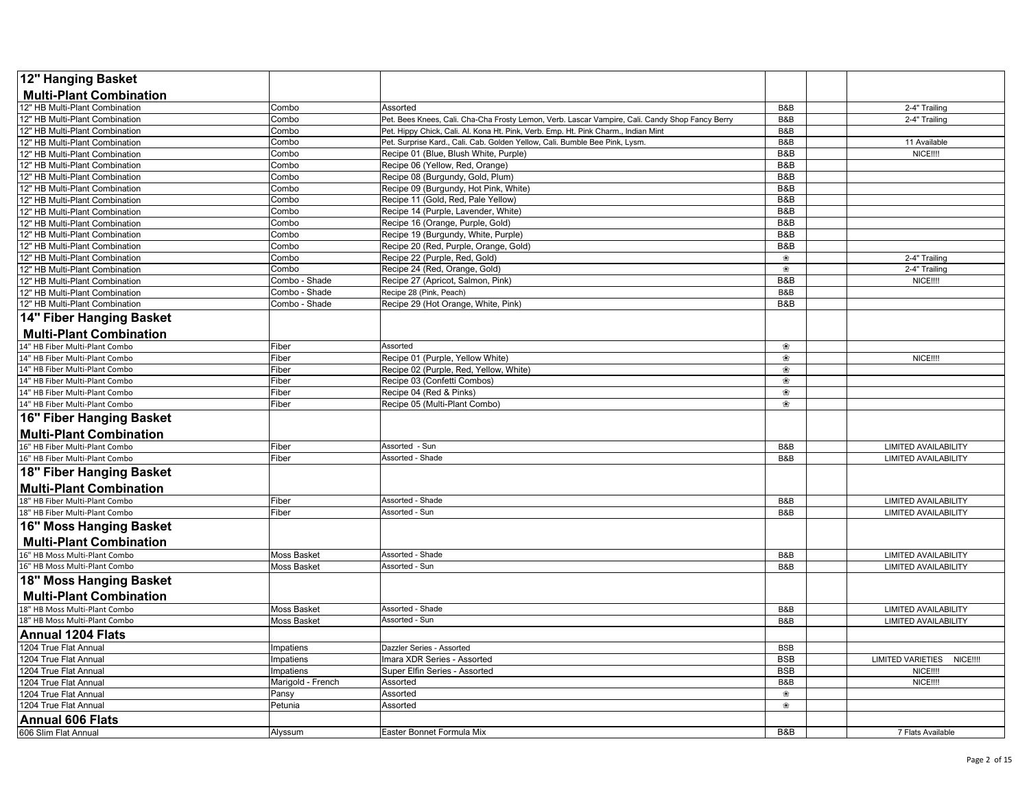| 12" Hanging Basket Multi-Plant Combination | | | | | |
|---|---|---|---|---|---|
| 12" HB Multi-Plant Combination | Combo | Assorted | B&B | | 2-4" Trailing |
| 12" HB Multi-Plant Combination | Combo | Pet. Bees Knees, Cali. Cha-Cha Frosty Lemon, Verb. Lascar Vampire, Cali. Candy Shop Fancy Berry | B&B | | 2-4" Trailing |
| 12" HB Multi-Plant Combination | Combo | Pet. Hippy Chick, Cali. Al. Kona Ht. Pink, Verb. Emp. Ht. Pink Charm., Indian Mint | B&B | | |
| 12" HB Multi-Plant Combination | Combo | Pet. Surprise Kard., Cali. Cab. Golden Yellow, Cali. Bumble Bee Pink, Lysm. | B&B | | 11 Available |
| 12" HB Multi-Plant Combination | Combo | Recipe 01 (Blue, Blush White, Purple) | B&B | | NICE!!!! |
| 12" HB Multi-Plant Combination | Combo | Recipe 06 (Yellow, Red, Orange) | B&B | | |
| 12" HB Multi-Plant Combination | Combo | Recipe 08 (Burgundy, Gold, Plum) | B&B | | |
| 12" HB Multi-Plant Combination | Combo | Recipe 09 (Burgundy, Hot Pink, White) | B&B | | |
| 12" HB Multi-Plant Combination | Combo | Recipe 11 (Gold, Red, Pale Yellow) | B&B | | |
| 12" HB Multi-Plant Combination | Combo | Recipe 14 (Purple, Lavender, White) | B&B | | |
| 12" HB Multi-Plant Combination | Combo | Recipe 16 (Orange, Purple, Gold) | B&B | | |
| 12" HB Multi-Plant Combination | Combo | Recipe 19 (Burgundy, White, Purple) | B&B | | |
| 12" HB Multi-Plant Combination | Combo | Recipe 20 (Red, Purple, Orange, Gold) | B&B | | |
| 12" HB Multi-Plant Combination | Combo | Recipe 22 (Purple, Red, Gold) | ❀ | | 2-4" Trailing |
| 12" HB Multi-Plant Combination | Combo | Recipe 24 (Red, Orange, Gold) | ❀ | | 2-4" Trailing |
| 12" HB Multi-Plant Combination | Combo - Shade | Recipe 27 (Apricot, Salmon, Pink) | B&B | | NICE!!!! |
| 12" HB Multi-Plant Combination | Combo - Shade | Recipe 28 (Pink, Peach) | B&B | | |
| 12" HB Multi-Plant Combination | Combo - Shade | Recipe 29 (Hot Orange, White, Pink) | B&B | | |
| **14" Fiber Hanging Basket Multi-Plant Combination** | | | | | |
| 14" HB Fiber Multi-Plant Combo | Fiber | Assorted | ❀ | | |
| 14" HB Fiber Multi-Plant Combo | Fiber | Recipe 01 (Purple, Yellow White) | ❀ | | NICE!!!! |
| 14" HB Fiber Multi-Plant Combo | Fiber | Recipe 02 (Purple, Red, Yellow, White) | ❀ | | |
| 14" HB Fiber Multi-Plant Combo | Fiber | Recipe 03 (Confetti Combos) | ❀ | | |
| 14" HB Fiber Multi-Plant Combo | Fiber | Recipe 04 (Red & Pinks) | ❀ | | |
| 14" HB Fiber Multi-Plant Combo | Fiber | Recipe 05 (Multi-Plant Combo) | ❀ | | |
| **16" Fiber Hanging Basket Multi-Plant Combination** | | | | | |
| 16" HB Fiber Multi-Plant Combo | Fiber | Assorted - Sun | B&B | | LIMITED AVAILABILITY |
| 16" HB Fiber Multi-Plant Combo | Fiber | Assorted - Shade | B&B | | LIMITED AVAILABILITY |
| **18" Fiber Hanging Basket Multi-Plant Combination** | | | | | |
| 18" HB Fiber Multi-Plant Combo | Fiber | Assorted - Shade | B&B | | LIMITED AVAILABILITY |
| 18" HB Fiber Multi-Plant Combo | Fiber | Assorted - Sun | B&B | | LIMITED AVAILABILITY |
| **16" Moss Hanging Basket Multi-Plant Combination** | | | | | |
| 16" HB Moss Multi-Plant Combo | Moss Basket | Assorted - Shade | B&B | | LIMITED AVAILABILITY |
| 16" HB Moss Multi-Plant Combo | Moss Basket | Assorted - Sun | B&B | | LIMITED AVAILABILITY |
| **18" Moss Hanging Basket Multi-Plant Combination** | | | | | |
| 18" HB Moss Multi-Plant Combo | Moss Basket | Assorted - Shade | B&B | | LIMITED AVAILABILITY |
| 18" HB Moss Multi-Plant Combo | Moss Basket | Assorted - Sun | B&B | | LIMITED AVAILABILITY |
| **Annual 1204 Flats** | | | | | |
| 1204 True Flat Annual | Impatiens | Dazzler Series - Assorted | BSB | | |
| 1204 True Flat Annual | Impatiens | Imara XDR Series - Assorted | BSB | | LIMITED VARIETIES NICE!!!! |
| 1204 True Flat Annual | Impatiens | Super Elfin Series - Assorted | BSB | | NICE!!!! |
| 1204 True Flat Annual | Marigold - French | Assorted | B&B | | NICE!!!! |
| 1204 True Flat Annual | Pansy | Assorted | ❀ | | |
| 1204 True Flat Annual | Petunia | Assorted | ❀ | | |
| **Annual 606 Flats** | | | | | |
| 606 Slim Flat Annual | Alyssum | Easter Bonnet Formula Mix | B&B | | 7 Flats Available |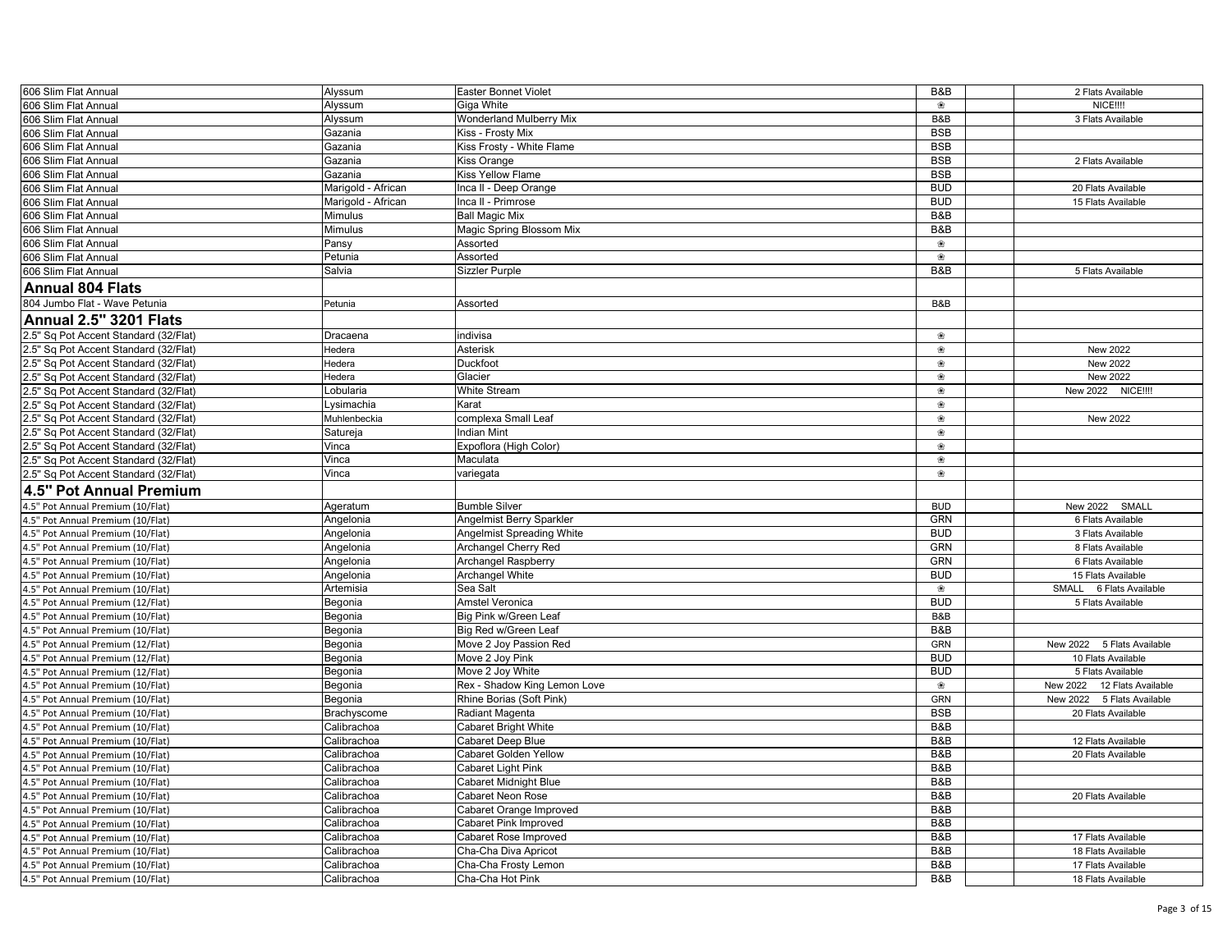| | | | | | |
|---|---|---|---|---|---|
| 606 Slim Flat Annual | Alyssum | Easter Bonnet Violet | B&B | | 2 Flats Available |
| 606 Slim Flat Annual | Alyssum | Giga White | ❀ | | NICE!!!! |
| 606 Slim Flat Annual | Alyssum | Wonderland Mulberry Mix | B&B | | 3 Flats Available |
| 606 Slim Flat Annual | Gazania | Kiss - Frosty Mix | BSB | | |
| 606 Slim Flat Annual | Gazania | Kiss Frosty - White Flame | BSB | | |
| 606 Slim Flat Annual | Gazania | Kiss Orange | BSB | | 2 Flats Available |
| 606 Slim Flat Annual | Gazania | Kiss Yellow Flame | BSB | | |
| 606 Slim Flat Annual | Marigold - African | Inca II - Deep Orange | BUD | | 20 Flats Available |
| 606 Slim Flat Annual | Marigold - African | Inca II - Primrose | BUD | | 15 Flats Available |
| 606 Slim Flat Annual | Mimulus | Ball Magic Mix | B&B | | |
| 606 Slim Flat Annual | Mimulus | Magic Spring Blossom Mix | B&B | | |
| 606 Slim Flat Annual | Pansy | Assorted | ❀ | | |
| 606 Slim Flat Annual | Petunia | Assorted | ❀ | | |
| 606 Slim Flat Annual | Salvia | Sizzler Purple | B&B | | 5 Flats Available |
| **Annual 804 Flats** | | | | | |
| 804 Jumbo Flat - Wave Petunia | Petunia | Assorted | B&B | | |
| **Annual 2.5" 3201 Flats** | | | | | |
| 2.5" Sq Pot Accent Standard (32/Flat) | Dracaena | indivisa | ❀ | | |
| 2.5" Sq Pot Accent Standard (32/Flat) | Hedera | Asterisk | ❀ | | New 2022 |
| 2.5" Sq Pot Accent Standard (32/Flat) | Hedera | Duckfoot | ❀ | | New 2022 |
| 2.5" Sq Pot Accent Standard (32/Flat) | Hedera | Glacier | ❀ | | New 2022 |
| 2.5" Sq Pot Accent Standard (32/Flat) | Lobularia | White Stream | ❀ | | New 2022 NICE!!!! |
| 2.5" Sq Pot Accent Standard (32/Flat) | Lysimachia | Karat | ❀ | | |
| 2.5" Sq Pot Accent Standard (32/Flat) | Muhlenbeckia | complexa Small Leaf | ❀ | | New 2022 |
| 2.5" Sq Pot Accent Standard (32/Flat) | Satureja | Indian Mint | ❀ | | |
| 2.5" Sq Pot Accent Standard (32/Flat) | Vinca | Expoflora (High Color) | ❀ | | |
| 2.5" Sq Pot Accent Standard (32/Flat) | Vinca | Maculata | ❀ | | |
| 2.5" Sq Pot Accent Standard (32/Flat) | Vinca | variegata | ❀ | | |
| **4.5" Pot Annual Premium** | | | | | |
| 4.5" Pot Annual Premium (10/Flat) | Ageratum | Bumble Silver | BUD | | New 2022 SMALL |
| 4.5" Pot Annual Premium (10/Flat) | Angelonia | Angelmist Berry Sparkler | GRN | | 6 Flats Available |
| 4.5" Pot Annual Premium (10/Flat) | Angelonia | Angelmist Spreading White | BUD | | 3 Flats Available |
| 4.5" Pot Annual Premium (10/Flat) | Angelonia | Archangel Cherry Red | GRN | | 8 Flats Available |
| 4.5" Pot Annual Premium (10/Flat) | Angelonia | Archangel Raspberry | GRN | | 6 Flats Available |
| 4.5" Pot Annual Premium (10/Flat) | Angelonia | Archangel White | BUD | | 15 Flats Available |
| 4.5" Pot Annual Premium (10/Flat) | Artemisia | Sea Salt | ❀ | | SMALL 6 Flats Available |
| 4.5" Pot Annual Premium (12/Flat) | Begonia | Amstel Veronica | BUD | | 5 Flats Available |
| 4.5" Pot Annual Premium (10/Flat) | Begonia | Big Pink w/Green Leaf | B&B | | |
| 4.5" Pot Annual Premium (10/Flat) | Begonia | Big Red w/Green Leaf | B&B | | |
| 4.5" Pot Annual Premium (12/Flat) | Begonia | Move 2 Joy Passion Red | GRN | | New 2022 5 Flats Available |
| 4.5" Pot Annual Premium (12/Flat) | Begonia | Move 2 Joy Pink | BUD | | 10 Flats Available |
| 4.5" Pot Annual Premium (12/Flat) | Begonia | Move 2 Joy White | BUD | | 5 Flats Available |
| 4.5" Pot Annual Premium (10/Flat) | Begonia | Rex - Shadow King Lemon Love | ❀ | | New 2022 12 Flats Available |
| 4.5" Pot Annual Premium (10/Flat) | Begonia | Rhine Borias (Soft Pink) | GRN | | New 2022 5 Flats Available |
| 4.5" Pot Annual Premium (10/Flat) | Brachyscome | Radiant Magenta | BSB | | 20 Flats Available |
| 4.5" Pot Annual Premium (10/Flat) | Calibrachoa | Cabaret Bright White | B&B | | |
| 4.5" Pot Annual Premium (10/Flat) | Calibrachoa | Cabaret Deep Blue | B&B | | 12 Flats Available |
| 4.5" Pot Annual Premium (10/Flat) | Calibrachoa | Cabaret Golden Yellow | B&B | | 20 Flats Available |
| 4.5" Pot Annual Premium (10/Flat) | Calibrachoa | Cabaret Light Pink | B&B | | |
| 4.5" Pot Annual Premium (10/Flat) | Calibrachoa | Cabaret Midnight Blue | B&B | | |
| 4.5" Pot Annual Premium (10/Flat) | Calibrachoa | Cabaret Neon Rose | B&B | | 20 Flats Available |
| 4.5" Pot Annual Premium (10/Flat) | Calibrachoa | Cabaret Orange Improved | B&B | | |
| 4.5" Pot Annual Premium (10/Flat) | Calibrachoa | Cabaret Pink Improved | B&B | | |
| 4.5" Pot Annual Premium (10/Flat) | Calibrachoa | Cabaret Rose Improved | B&B | | 17 Flats Available |
| 4.5" Pot Annual Premium (10/Flat) | Calibrachoa | Cha-Cha Diva Apricot | B&B | | 18 Flats Available |
| 4.5" Pot Annual Premium (10/Flat) | Calibrachoa | Cha-Cha Frosty Lemon | B&B | | 17 Flats Available |
| 4.5" Pot Annual Premium (10/Flat) | Calibrachoa | Cha-Cha Hot Pink | B&B | | 18 Flats Available |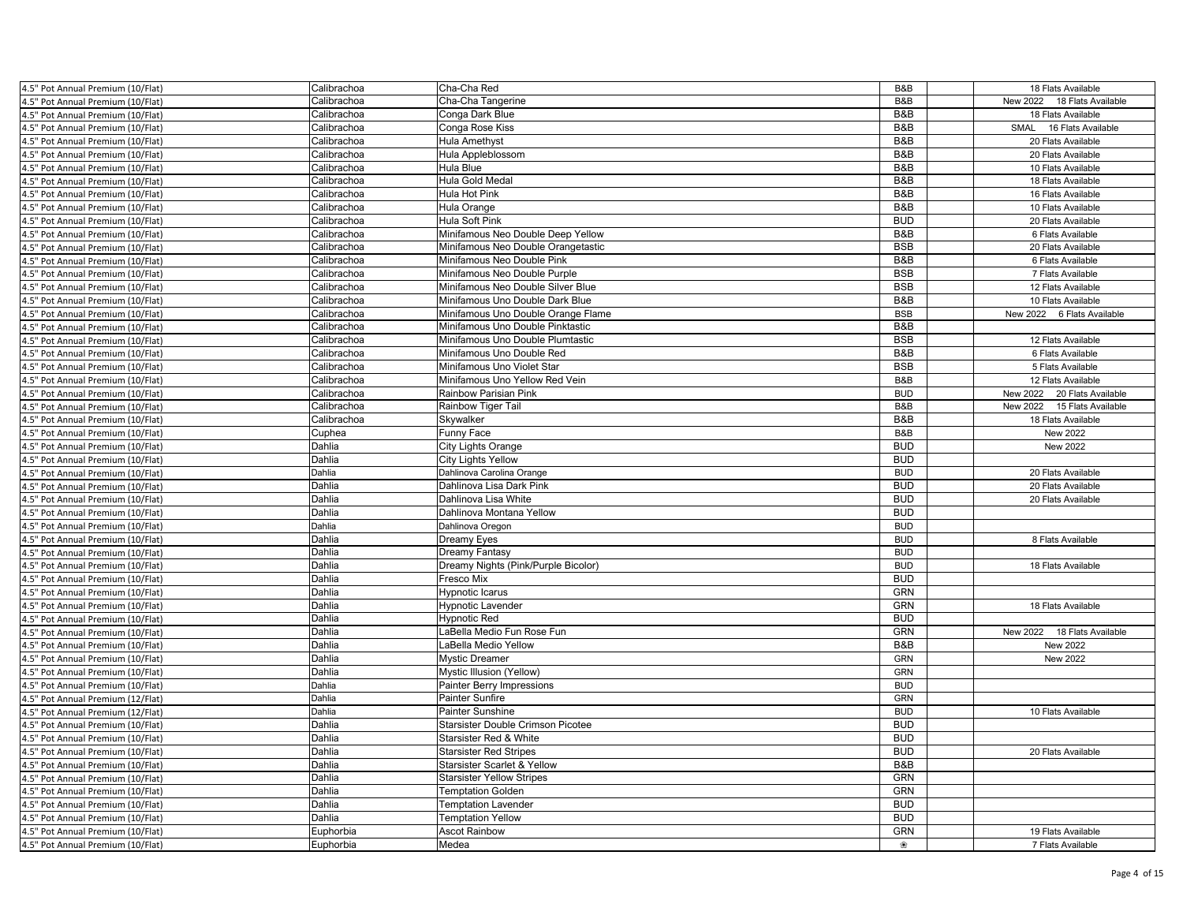| | | | | | |
|---|---|---|---|---|---|
| 4.5" Pot Annual Premium (10/Flat) | Calibrachoa | Cha-Cha Red | B&B | | 18 Flats Available |
| 4.5" Pot Annual Premium (10/Flat) | Calibrachoa | Cha-Cha Tangerine | B&B | | New 2022 18 Flats Available |
| 4.5" Pot Annual Premium (10/Flat) | Calibrachoa | Conga Dark Blue | B&B | | 18 Flats Available |
| 4.5" Pot Annual Premium (10/Flat) | Calibrachoa | Conga Rose Kiss | B&B | | SMAL 16 Flats Available |
| 4.5" Pot Annual Premium (10/Flat) | Calibrachoa | Hula Amethyst | B&B | | 20 Flats Available |
| 4.5" Pot Annual Premium (10/Flat) | Calibrachoa | Hula Appleblossom | B&B | | 20 Flats Available |
| 4.5" Pot Annual Premium (10/Flat) | Calibrachoa | Hula Blue | B&B | | 10 Flats Available |
| 4.5" Pot Annual Premium (10/Flat) | Calibrachoa | Hula Gold Medal | B&B | | 18 Flats Available |
| 4.5" Pot Annual Premium (10/Flat) | Calibrachoa | Hula Hot Pink | B&B | | 16 Flats Available |
| 4.5" Pot Annual Premium (10/Flat) | Calibrachoa | Hula Orange | B&B | | 10 Flats Available |
| 4.5" Pot Annual Premium (10/Flat) | Calibrachoa | Hula Soft Pink | BUD | | 20 Flats Available |
| 4.5" Pot Annual Premium (10/Flat) | Calibrachoa | Minifamous Neo Double Deep Yellow | B&B | | 6 Flats Available |
| 4.5" Pot Annual Premium (10/Flat) | Calibrachoa | Minifamous Neo Double Orangetastic | BSB | | 20 Flats Available |
| 4.5" Pot Annual Premium (10/Flat) | Calibrachoa | Minifamous Neo Double Pink | B&B | | 6 Flats Available |
| 4.5" Pot Annual Premium (10/Flat) | Calibrachoa | Minifamous Neo Double Purple | BSB | | 7 Flats Available |
| 4.5" Pot Annual Premium (10/Flat) | Calibrachoa | Minifamous Neo Double Silver Blue | BSB | | 12 Flats Available |
| 4.5" Pot Annual Premium (10/Flat) | Calibrachoa | Minifamous Uno Double Dark Blue | B&B | | 10 Flats Available |
| 4.5" Pot Annual Premium (10/Flat) | Calibrachoa | Minifamous Uno Double Orange Flame | BSB | | New 2022 6 Flats Available |
| 4.5" Pot Annual Premium (10/Flat) | Calibrachoa | Minifamous Uno Double Pinktastic | B&B | | |
| 4.5" Pot Annual Premium (10/Flat) | Calibrachoa | Minifamous Uno Double Plumtastic | BSB | | 12 Flats Available |
| 4.5" Pot Annual Premium (10/Flat) | Calibrachoa | Minifamous Uno Double Red | B&B | | 6 Flats Available |
| 4.5" Pot Annual Premium (10/Flat) | Calibrachoa | Minifamous Uno Violet Star | BSB | | 5 Flats Available |
| 4.5" Pot Annual Premium (10/Flat) | Calibrachoa | Minifamous Uno Yellow Red Vein | B&B | | 12 Flats Available |
| 4.5" Pot Annual Premium (10/Flat) | Calibrachoa | Rainbow Parisian Pink | BUD | | New 2022 20 Flats Available |
| 4.5" Pot Annual Premium (10/Flat) | Calibrachoa | Rainbow Tiger Tail | B&B | | New 2022 15 Flats Available |
| 4.5" Pot Annual Premium (10/Flat) | Calibrachoa | Skywalker | B&B | | 18 Flats Available |
| 4.5" Pot Annual Premium (10/Flat) | Cuphea | Funny Face | B&B | | New 2022 |
| 4.5" Pot Annual Premium (10/Flat) | Dahlia | City Lights Orange | BUD | | New 2022 |
| 4.5" Pot Annual Premium (10/Flat) | Dahlia | City Lights Yellow | BUD | | |
| 4.5" Pot Annual Premium (10/Flat) | Dahlia | Dahlinova Carolina Orange | BUD | | 20 Flats Available |
| 4.5" Pot Annual Premium (10/Flat) | Dahlia | Dahlinova Lisa Dark Pink | BUD | | 20 Flats Available |
| 4.5" Pot Annual Premium (10/Flat) | Dahlia | Dahlinova Lisa White | BUD | | 20 Flats Available |
| 4.5" Pot Annual Premium (10/Flat) | Dahlia | Dahlinova Montana Yellow | BUD | | |
| 4.5" Pot Annual Premium (10/Flat) | Dahlia | Dahlinova Oregon | BUD | | |
| 4.5" Pot Annual Premium (10/Flat) | Dahlia | Dreamy Eyes | BUD | | 8 Flats Available |
| 4.5" Pot Annual Premium (10/Flat) | Dahlia | Dreamy Fantasy | BUD | | |
| 4.5" Pot Annual Premium (10/Flat) | Dahlia | Dreamy Nights (Pink/Purple Bicolor) | BUD | | 18 Flats Available |
| 4.5" Pot Annual Premium (10/Flat) | Dahlia | Fresco Mix | BUD | | |
| 4.5" Pot Annual Premium (10/Flat) | Dahlia | Hypnotic Icarus | GRN | | |
| 4.5" Pot Annual Premium (10/Flat) | Dahlia | Hypnotic Lavender | GRN | | 18 Flats Available |
| 4.5" Pot Annual Premium (10/Flat) | Dahlia | Hypnotic Red | BUD | | |
| 4.5" Pot Annual Premium (10/Flat) | Dahlia | LaBella Medio Fun Rose Fun | GRN | | New 2022 18 Flats Available |
| 4.5" Pot Annual Premium (10/Flat) | Dahlia | LaBella Medio Yellow | B&B | | New 2022 |
| 4.5" Pot Annual Premium (10/Flat) | Dahlia | Mystic Dreamer | GRN | | New 2022 |
| 4.5" Pot Annual Premium (10/Flat) | Dahlia | Mystic Illusion (Yellow) | GRN | | |
| 4.5" Pot Annual Premium (10/Flat) | Dahlia | Painter Berry Impressions | BUD | | |
| 4.5" Pot Annual Premium (12/Flat) | Dahlia | Painter Sunfire | GRN | | |
| 4.5" Pot Annual Premium (12/Flat) | Dahlia | Painter Sunshine | BUD | | 10 Flats Available |
| 4.5" Pot Annual Premium (10/Flat) | Dahlia | Starsister Double Crimson Picotee | BUD | | |
| 4.5" Pot Annual Premium (10/Flat) | Dahlia | Starsister Red & White | BUD | | |
| 4.5" Pot Annual Premium (10/Flat) | Dahlia | Starsister Red Stripes | BUD | | 20 Flats Available |
| 4.5" Pot Annual Premium (10/Flat) | Dahlia | Starsister Scarlet & Yellow | B&B | | |
| 4.5" Pot Annual Premium (10/Flat) | Dahlia | Starsister Yellow Stripes | GRN | | |
| 4.5" Pot Annual Premium (10/Flat) | Dahlia | Temptation Golden | GRN | | |
| 4.5" Pot Annual Premium (10/Flat) | Dahlia | Temptation Lavender | BUD | | |
| 4.5" Pot Annual Premium (10/Flat) | Dahlia | Temptation Yellow | BUD | | |
| 4.5" Pot Annual Premium (10/Flat) | Euphorbia | Ascot Rainbow | GRN | | 19 Flats Available |
| 4.5" Pot Annual Premium (10/Flat) | Euphorbia | Medea | ❀ | | 7 Flats Available |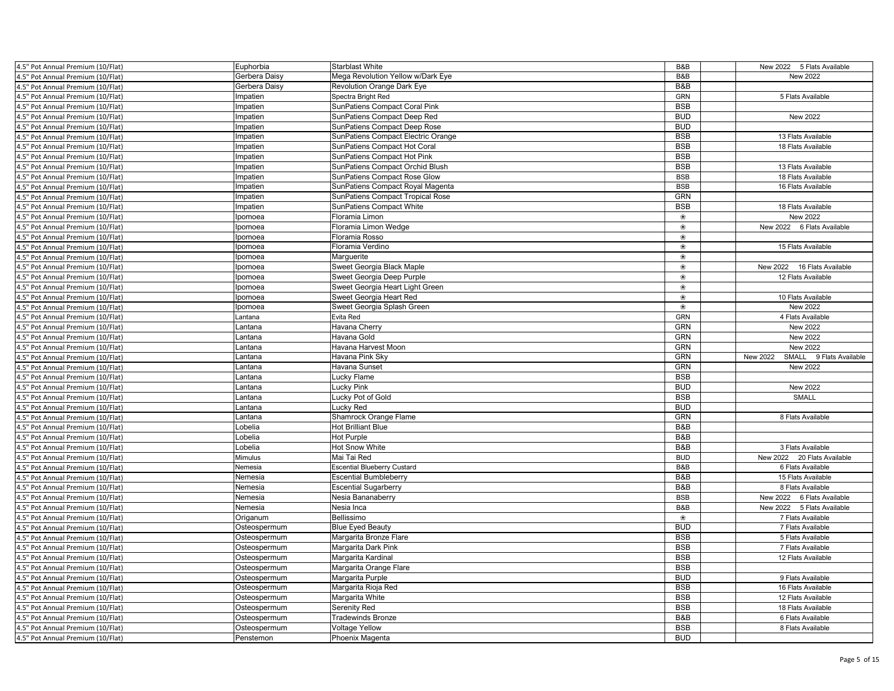| | | | | | |
|---|---|---|---|---|---|
| 4.5" Pot Annual Premium (10/Flat) | Euphorbia | Starblast White | B&B | | New 2022 5 Flats Available |
| 4.5" Pot Annual Premium (10/Flat) | Gerbera Daisy | Mega Revolution Yellow w/Dark Eye | B&B | | New 2022 |
| 4.5" Pot Annual Premium (10/Flat) | Gerbera Daisy | Revolution Orange Dark Eye | B&B | | |
| 4.5" Pot Annual Premium (10/Flat) | Impatien | Spectra Bright Red | GRN | | 5 Flats Available |
| 4.5" Pot Annual Premium (10/Flat) | Impatien | SunPatiens Compact Coral Pink | BSB | | |
| 4.5" Pot Annual Premium (10/Flat) | Impatien | SunPatiens Compact Deep Red | BUD | | New 2022 |
| 4.5" Pot Annual Premium (10/Flat) | Impatien | SunPatiens Compact Deep Rose | BUD | | |
| 4.5" Pot Annual Premium (10/Flat) | Impatien | SunPatiens Compact Electric Orange | BSB | | 13 Flats Available |
| 4.5" Pot Annual Premium (10/Flat) | Impatien | SunPatiens Compact Hot Coral | BSB | | 18 Flats Available |
| 4.5" Pot Annual Premium (10/Flat) | Impatien | SunPatiens Compact Hot Pink | BSB | | |
| 4.5" Pot Annual Premium (10/Flat) | Impatien | SunPatiens Compact Orchid Blush | BSB | | 13 Flats Available |
| 4.5" Pot Annual Premium (10/Flat) | Impatien | SunPatiens Compact Rose Glow | BSB | | 18 Flats Available |
| 4.5" Pot Annual Premium (10/Flat) | Impatien | SunPatiens Compact Royal Magenta | BSB | | 16 Flats Available |
| 4.5" Pot Annual Premium (10/Flat) | Impatien | SunPatiens Compact Tropical Rose | GRN | | |
| 4.5" Pot Annual Premium (10/Flat) | Impatien | SunPatiens Compact White | BSB | | 18 Flats Available |
| 4.5" Pot Annual Premium (10/Flat) | Ipomoea | Floramia Limon | ❀ | | New 2022 |
| 4.5" Pot Annual Premium (10/Flat) | Ipomoea | Floramia Limon Wedge | ❀ | | New 2022 6 Flats Available |
| 4.5" Pot Annual Premium (10/Flat) | Ipomoea | Floramia Rosso | ❀ | | |
| 4.5" Pot Annual Premium (10/Flat) | Ipomoea | Floramia Verdino | ❀ | | 15 Flats Available |
| 4.5" Pot Annual Premium (10/Flat) | Ipomoea | Marguerite | ❀ | | |
| 4.5" Pot Annual Premium (10/Flat) | Ipomoea | Sweet Georgia Black Maple | ❀ | | New 2022 16 Flats Available |
| 4.5" Pot Annual Premium (10/Flat) | Ipomoea | Sweet Georgia Deep Purple | ❀ | | 12 Flats Available |
| 4.5" Pot Annual Premium (10/Flat) | Ipomoea | Sweet Georgia Heart Light Green | ❀ | | |
| 4.5" Pot Annual Premium (10/Flat) | Ipomoea | Sweet Georgia Heart Red | ❀ | | 10 Flats Available |
| 4.5" Pot Annual Premium (10/Flat) | Ipomoea | Sweet Georgia Splash Green | ❀ | | New 2022 |
| 4.5" Pot Annual Premium (10/Flat) | Lantana | Evita Red | GRN | | 4 Flats Available |
| 4.5" Pot Annual Premium (10/Flat) | Lantana | Havana Cherry | GRN | | New 2022 |
| 4.5" Pot Annual Premium (10/Flat) | Lantana | Havana Gold | GRN | | New 2022 |
| 4.5" Pot Annual Premium (10/Flat) | Lantana | Havana Harvest Moon | GRN | | New 2022 |
| 4.5" Pot Annual Premium (10/Flat) | Lantana | Havana Pink Sky | GRN | | New 2022 SMALL 9 Flats Available |
| 4.5" Pot Annual Premium (10/Flat) | Lantana | Havana Sunset | GRN | | New 2022 |
| 4.5" Pot Annual Premium (10/Flat) | Lantana | Lucky Flame | BSB | | |
| 4.5" Pot Annual Premium (10/Flat) | Lantana | Lucky Pink | BUD | | New 2022 |
| 4.5" Pot Annual Premium (10/Flat) | Lantana | Lucky Pot of Gold | BSB | | SMALL |
| 4.5" Pot Annual Premium (10/Flat) | Lantana | Lucky Red | BUD | | |
| 4.5" Pot Annual Premium (10/Flat) | Lantana | Shamrock Orange Flame | GRN | | 8 Flats Available |
| 4.5" Pot Annual Premium (10/Flat) | Lobelia | Hot Brilliant Blue | B&B | | |
| 4.5" Pot Annual Premium (10/Flat) | Lobelia | Hot Purple | B&B | | |
| 4.5" Pot Annual Premium (10/Flat) | Lobelia | Hot Snow White | B&B | | 3 Flats Available |
| 4.5" Pot Annual Premium (10/Flat) | Mimulus | Mai Tai Red | BUD | | New 2022 20 Flats Available |
| 4.5" Pot Annual Premium (10/Flat) | Nemesia | Escential Blueberry Custard | B&B | | 6 Flats Available |
| 4.5" Pot Annual Premium (10/Flat) | Nemesia | Escential Bumbleberry | B&B | | 15 Flats Available |
| 4.5" Pot Annual Premium (10/Flat) | Nemesia | Escential Sugarberry | B&B | | 8 Flats Available |
| 4.5" Pot Annual Premium (10/Flat) | Nemesia | Nesia Bananaberry | BSB | | New 2022 6 Flats Available |
| 4.5" Pot Annual Premium (10/Flat) | Nemesia | Nesia Inca | B&B | | New 2022 5 Flats Available |
| 4.5" Pot Annual Premium (10/Flat) | Origanum | Bellissimo | ❀ | | 7 Flats Available |
| 4.5" Pot Annual Premium (10/Flat) | Osteospermum | Blue Eyed Beauty | BUD | | 7 Flats Available |
| 4.5" Pot Annual Premium (10/Flat) | Osteospermum | Margarita Bronze Flare | BSB | | 5 Flats Available |
| 4.5" Pot Annual Premium (10/Flat) | Osteospermum | Margarita Dark Pink | BSB | | 7 Flats Available |
| 4.5" Pot Annual Premium (10/Flat) | Osteospermum | Margarita Kardinal | BSB | | 12 Flats Available |
| 4.5" Pot Annual Premium (10/Flat) | Osteospermum | Margarita Orange Flare | BSB | | |
| 4.5" Pot Annual Premium (10/Flat) | Osteospermum | Margarita Purple | BUD | | 9 Flats Available |
| 4.5" Pot Annual Premium (10/Flat) | Osteospermum | Margarita Rioja Red | BSB | | 16 Flats Available |
| 4.5" Pot Annual Premium (10/Flat) | Osteospermum | Margarita White | BSB | | 12 Flats Available |
| 4.5" Pot Annual Premium (10/Flat) | Osteospermum | Serenity Red | BSB | | 18 Flats Available |
| 4.5" Pot Annual Premium (10/Flat) | Osteospermum | Tradewinds Bronze | B&B | | 6 Flats Available |
| 4.5" Pot Annual Premium (10/Flat) | Osteospermum | Voltage Yellow | BSB | | 8 Flats Available |
| 4.5" Pot Annual Premium (10/Flat) | Penstemon | Phoenix Magenta | BUD | | |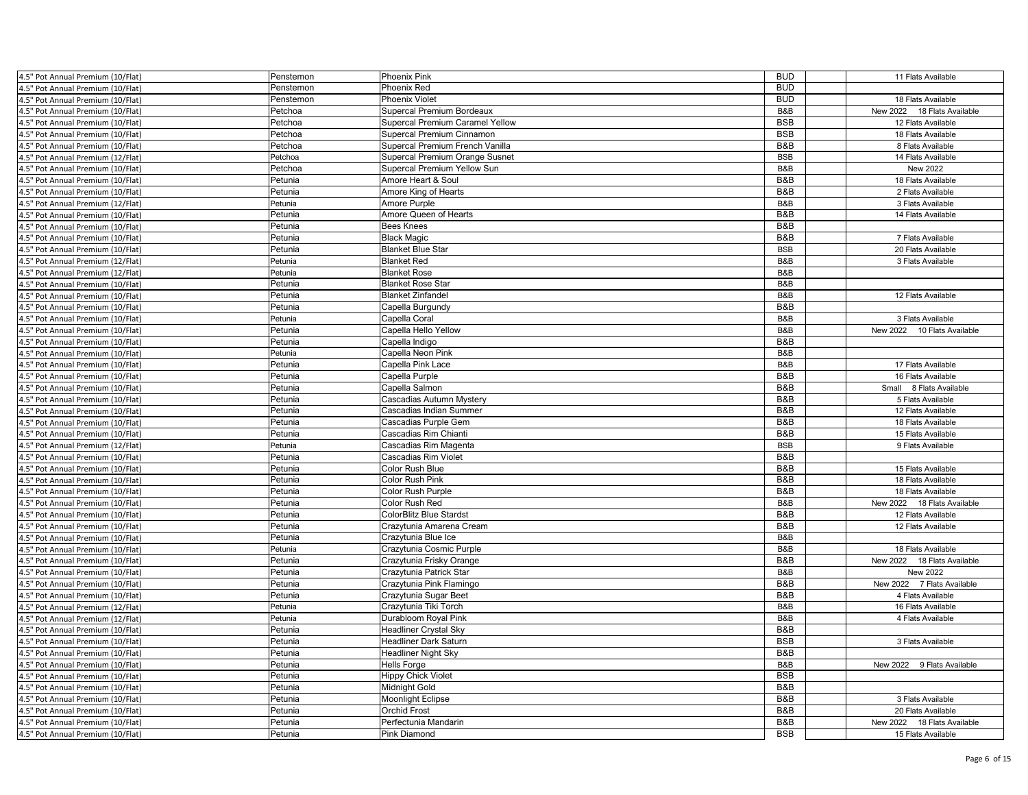| | | | | | |
|---|---|---|---|---|---|
| 4.5" Pot Annual Premium (10/Flat) | Penstemon | Phoenix Pink | BUD | | 11 Flats Available |
| 4.5" Pot Annual Premium (10/Flat) | Penstemon | Phoenix Red | BUD | | |
| 4.5" Pot Annual Premium (10/Flat) | Penstemon | Phoenix Violet | BUD | | 18 Flats Available |
| 4.5" Pot Annual Premium (10/Flat) | Petchoa | Supercal Premium Bordeaux | B&B | | New 2022 18 Flats Available |
| 4.5" Pot Annual Premium (10/Flat) | Petchoa | Supercal Premium Caramel Yellow | BSB | | 12 Flats Available |
| 4.5" Pot Annual Premium (10/Flat) | Petchoa | Supercal Premium Cinnamon | BSB | | 18 Flats Available |
| 4.5" Pot Annual Premium (10/Flat) | Petchoa | Supercal Premium French Vanilla | B&B | | 8 Flats Available |
| 4.5" Pot Annual Premium (12/Flat) | Petchoa | Supercal Premium Orange Susnet | BSB | | 14 Flats Available |
| 4.5" Pot Annual Premium (10/Flat) | Petchoa | Supercal Premium Yellow Sun | B&B | | New 2022 |
| 4.5" Pot Annual Premium (10/Flat) | Petunia | Amore Heart & Soul | B&B | | 18 Flats Available |
| 4.5" Pot Annual Premium (10/Flat) | Petunia | Amore King of Hearts | B&B | | 2 Flats Available |
| 4.5" Pot Annual Premium (12/Flat) | Petunia | Amore Purple | B&B | | 3 Flats Available |
| 4.5" Pot Annual Premium (10/Flat) | Petunia | Amore Queen of Hearts | B&B | | 14 Flats Available |
| 4.5" Pot Annual Premium (10/Flat) | Petunia | Bees Knees | B&B | | |
| 4.5" Pot Annual Premium (10/Flat) | Petunia | Black Magic | B&B | | 7 Flats Available |
| 4.5" Pot Annual Premium (10/Flat) | Petunia | Blanket Blue Star | BSB | | 20 Flats Available |
| 4.5" Pot Annual Premium (12/Flat) | Petunia | Blanket Red | B&B | | 3 Flats Available |
| 4.5" Pot Annual Premium (12/Flat) | Petunia | Blanket Rose | B&B | | |
| 4.5" Pot Annual Premium (10/Flat) | Petunia | Blanket Rose Star | B&B | | |
| 4.5" Pot Annual Premium (10/Flat) | Petunia | Blanket Zinfandel | B&B | | 12 Flats Available |
| 4.5" Pot Annual Premium (10/Flat) | Petunia | Capella Burgundy | B&B | | |
| 4.5" Pot Annual Premium (10/Flat) | Petunia | Capella Coral | B&B | | 3 Flats Available |
| 4.5" Pot Annual Premium (10/Flat) | Petunia | Capella Hello Yellow | B&B | | New 2022 10 Flats Available |
| 4.5" Pot Annual Premium (10/Flat) | Petunia | Capella Indigo | B&B | | |
| 4.5" Pot Annual Premium (10/Flat) | Petunia | Capella Neon Pink | B&B | | |
| 4.5" Pot Annual Premium (10/Flat) | Petunia | Capella Pink Lace | B&B | | 17 Flats Available |
| 4.5" Pot Annual Premium (10/Flat) | Petunia | Capella Purple | B&B | | 16 Flats Available |
| 4.5" Pot Annual Premium (10/Flat) | Petunia | Capella Salmon | B&B | | Small 8 Flats Available |
| 4.5" Pot Annual Premium (10/Flat) | Petunia | Cascadias Autumn Mystery | B&B | | 5 Flats Available |
| 4.5" Pot Annual Premium (10/Flat) | Petunia | Cascadias Indian Summer | B&B | | 12 Flats Available |
| 4.5" Pot Annual Premium (10/Flat) | Petunia | Cascadias Purple Gem | B&B | | 18 Flats Available |
| 4.5" Pot Annual Premium (10/Flat) | Petunia | Cascadias Rim Chianti | B&B | | 15 Flats Available |
| 4.5" Pot Annual Premium (12/Flat) | Petunia | Cascadias Rim Magenta | BSB | | 9 Flats Available |
| 4.5" Pot Annual Premium (10/Flat) | Petunia | Cascadias Rim Violet | B&B | | |
| 4.5" Pot Annual Premium (10/Flat) | Petunia | Color Rush Blue | B&B | | 15 Flats Available |
| 4.5" Pot Annual Premium (10/Flat) | Petunia | Color Rush Pink | B&B | | 18 Flats Available |
| 4.5" Pot Annual Premium (10/Flat) | Petunia | Color Rush Purple | B&B | | 18 Flats Available |
| 4.5" Pot Annual Premium (10/Flat) | Petunia | Color Rush Red | B&B | | New 2022 18 Flats Available |
| 4.5" Pot Annual Premium (10/Flat) | Petunia | ColorBlitz Blue Stardst | B&B | | 12 Flats Available |
| 4.5" Pot Annual Premium (10/Flat) | Petunia | Crazytunia Amarena Cream | B&B | | 12 Flats Available |
| 4.5" Pot Annual Premium (10/Flat) | Petunia | Crazytunia Blue Ice | B&B | | |
| 4.5" Pot Annual Premium (10/Flat) | Petunia | Crazytunia Cosmic Purple | B&B | | 18 Flats Available |
| 4.5" Pot Annual Premium (10/Flat) | Petunia | Crazytunia Frisky Orange | B&B | | New 2022 18 Flats Available |
| 4.5" Pot Annual Premium (10/Flat) | Petunia | Crazytunia Patrick Star | B&B | | New 2022 |
| 4.5" Pot Annual Premium (10/Flat) | Petunia | Crazytunia Pink Flamingo | B&B | | New 2022 7 Flats Available |
| 4.5" Pot Annual Premium (10/Flat) | Petunia | Crazytunia Sugar Beet | B&B | | 4 Flats Available |
| 4.5" Pot Annual Premium (12/Flat) | Petunia | Crazytunia Tiki Torch | B&B | | 16 Flats Available |
| 4.5" Pot Annual Premium (12/Flat) | Petunia | Durabloom Royal Pink | B&B | | 4 Flats Available |
| 4.5" Pot Annual Premium (10/Flat) | Petunia | Headliner Crystal Sky | B&B | | |
| 4.5" Pot Annual Premium (10/Flat) | Petunia | Headliner Dark Saturn | BSB | | 3 Flats Available |
| 4.5" Pot Annual Premium (10/Flat) | Petunia | Headliner Night Sky | B&B | | |
| 4.5" Pot Annual Premium (10/Flat) | Petunia | Hells Forge | B&B | | New 2022 9 Flats Available |
| 4.5" Pot Annual Premium (10/Flat) | Petunia | Hippy Chick Violet | BSB | | |
| 4.5" Pot Annual Premium (10/Flat) | Petunia | Midnight Gold | B&B | | |
| 4.5" Pot Annual Premium (10/Flat) | Petunia | Moonlight Eclipse | B&B | | 3 Flats Available |
| 4.5" Pot Annual Premium (10/Flat) | Petunia | Orchid Frost | B&B | | 20 Flats Available |
| 4.5" Pot Annual Premium (10/Flat) | Petunia | Perfectunia Mandarin | B&B | | New 2022 18 Flats Available |
| 4.5" Pot Annual Premium (10/Flat) | Petunia | Pink Diamond | BSB | | 15 Flats Available |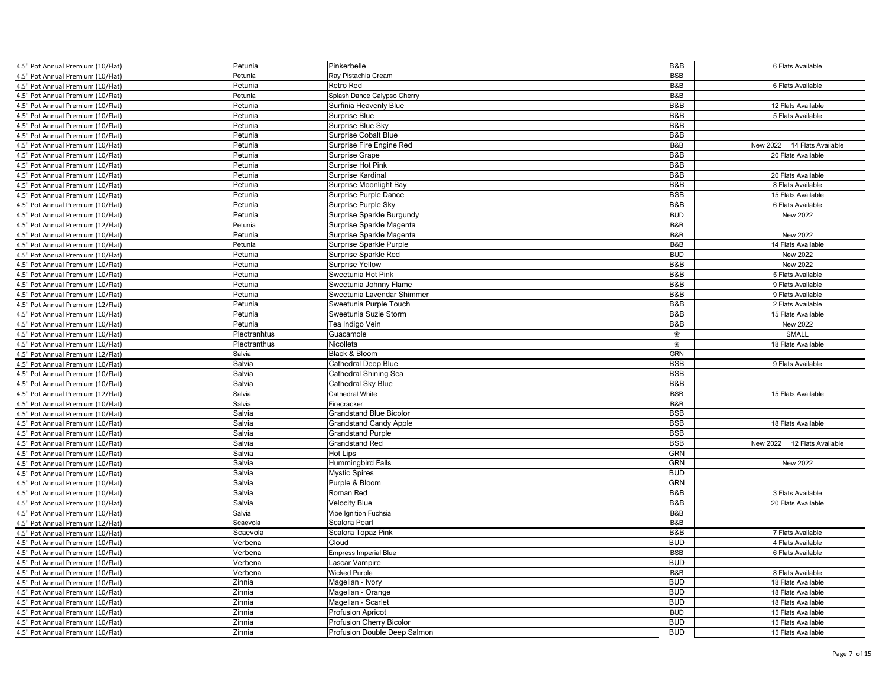| | | | | | |
|---|---|---|---|---|---|
| 4.5" Pot Annual Premium (10/Flat) | Petunia | Pinkerbelle | B&B | | 6 Flats Available |
| 4.5" Pot Annual Premium (10/Flat) | Petunia | Ray Pistachia Cream | BSB | | |
| 4.5" Pot Annual Premium (10/Flat) | Petunia | Retro Red | B&B | | 6 Flats Available |
| 4.5" Pot Annual Premium (10/Flat) | Petunia | Splash Dance Calypso Cherry | B&B | | |
| 4.5" Pot Annual Premium (10/Flat) | Petunia | Surfinia Heavenly Blue | B&B | | 12 Flats Available |
| 4.5" Pot Annual Premium (10/Flat) | Petunia | Surprise Blue | B&B | | 5 Flats Available |
| 4.5" Pot Annual Premium (10/Flat) | Petunia | Surprise Blue Sky | B&B | | |
| 4.5" Pot Annual Premium (10/Flat) | Petunia | Surprise Cobalt Blue | B&B | | |
| 4.5" Pot Annual Premium (10/Flat) | Petunia | Surprise Fire Engine Red | B&B | | New 2022 14 Flats Available |
| 4.5" Pot Annual Premium (10/Flat) | Petunia | Surprise Grape | B&B | | 20 Flats Available |
| 4.5" Pot Annual Premium (10/Flat) | Petunia | Surprise Hot Pink | B&B | | |
| 4.5" Pot Annual Premium (10/Flat) | Petunia | Surprise Kardinal | B&B | | 20 Flats Available |
| 4.5" Pot Annual Premium (10/Flat) | Petunia | Surprise Moonlight Bay | B&B | | 8 Flats Available |
| 4.5" Pot Annual Premium (10/Flat) | Petunia | Surprise Purple Dance | BSB | | 15 Flats Available |
| 4.5" Pot Annual Premium (10/Flat) | Petunia | Surprise Purple Sky | B&B | | 6 Flats Available |
| 4.5" Pot Annual Premium (10/Flat) | Petunia | Surprise Sparkle Burgundy | BUD | | New 2022 |
| 4.5" Pot Annual Premium (12/Flat) | Petunia | Surprise Sparkle Magenta | B&B | | |
| 4.5" Pot Annual Premium (10/Flat) | Petunia | Surprise Sparkle Magenta | B&B | | New 2022 |
| 4.5" Pot Annual Premium (10/Flat) | Petunia | Surprise Sparkle Purple | B&B | | 14 Flats Available |
| 4.5" Pot Annual Premium (10/Flat) | Petunia | Surprise Sparkle Red | BUD | | New 2022 |
| 4.5" Pot Annual Premium (10/Flat) | Petunia | Surprise Yellow | B&B | | New 2022 |
| 4.5" Pot Annual Premium (10/Flat) | Petunia | Sweetunia Hot Pink | B&B | | 5 Flats Available |
| 4.5" Pot Annual Premium (10/Flat) | Petunia | Sweetunia Johnny Flame | B&B | | 9 Flats Available |
| 4.5" Pot Annual Premium (10/Flat) | Petunia | Sweetunia Lavendar Shimmer | B&B | | 9 Flats Available |
| 4.5" Pot Annual Premium (12/Flat) | Petunia | Sweetunia Purple Touch | B&B | | 2 Flats Available |
| 4.5" Pot Annual Premium (10/Flat) | Petunia | Sweetunia Suzie Storm | B&B | | 15 Flats Available |
| 4.5" Pot Annual Premium (10/Flat) | Petunia | Tea Indigo Vein | B&B | | New 2022 |
| 4.5" Pot Annual Premium (10/Flat) | Plectranhtus | Guacamole | ❀ | | SMALL |
| 4.5" Pot Annual Premium (10/Flat) | Plectranthus | Nicolleta | ❀ | | 18 Flats Available |
| 4.5" Pot Annual Premium (12/Flat) | Salvia | Black & Bloom | GRN | | |
| 4.5" Pot Annual Premium (10/Flat) | Salvia | Cathedral Deep Blue | BSB | | 9 Flats Available |
| 4.5" Pot Annual Premium (10/Flat) | Salvia | Cathedral Shining Sea | BSB | | |
| 4.5" Pot Annual Premium (10/Flat) | Salvia | Cathedral Sky Blue | B&B | | |
| 4.5" Pot Annual Premium (12/Flat) | Salvia | Cathedral White | BSB | | 15 Flats Available |
| 4.5" Pot Annual Premium (10/Flat) | Salvia | Firecracker | B&B | | |
| 4.5" Pot Annual Premium (10/Flat) | Salvia | Grandstand Blue Bicolor | BSB | | |
| 4.5" Pot Annual Premium (10/Flat) | Salvia | Grandstand Candy Apple | BSB | | 18 Flats Available |
| 4.5" Pot Annual Premium (10/Flat) | Salvia | Grandstand Purple | BSB | | |
| 4.5" Pot Annual Premium (10/Flat) | Salvia | Grandstand Red | BSB | | New 2022 12 Flats Available |
| 4.5" Pot Annual Premium (10/Flat) | Salvia | Hot Lips | GRN | | |
| 4.5" Pot Annual Premium (10/Flat) | Salvia | Hummingbird Falls | GRN | | New 2022 |
| 4.5" Pot Annual Premium (10/Flat) | Salvia | Mystic Spires | BUD | | |
| 4.5" Pot Annual Premium (10/Flat) | Salvia | Purple & Bloom | GRN | | |
| 4.5" Pot Annual Premium (10/Flat) | Salvia | Roman Red | B&B | | 3 Flats Available |
| 4.5" Pot Annual Premium (10/Flat) | Salvia | Velocity Blue | B&B | | 20 Flats Available |
| 4.5" Pot Annual Premium (10/Flat) | Salvia | Vibe Ignition Fuchsia | B&B | | |
| 4.5" Pot Annual Premium (12/Flat) | Scaevola | Scalora Pearl | B&B | | |
| 4.5" Pot Annual Premium (10/Flat) | Scaevola | Scalora Topaz Pink | B&B | | 7 Flats Available |
| 4.5" Pot Annual Premium (10/Flat) | Verbena | Cloud | BUD | | 4 Flats Available |
| 4.5" Pot Annual Premium (10/Flat) | Verbena | Empress Imperial Blue | BSB | | 6 Flats Available |
| 4.5" Pot Annual Premium (10/Flat) | Verbena | Lascar Vampire | BUD | | |
| 4.5" Pot Annual Premium (10/Flat) | Verbena | Wicked Purple | B&B | | 8 Flats Available |
| 4.5" Pot Annual Premium (10/Flat) | Zinnia | Magellan - Ivory | BUD | | 18 Flats Available |
| 4.5" Pot Annual Premium (10/Flat) | Zinnia | Magellan - Orange | BUD | | 18 Flats Available |
| 4.5" Pot Annual Premium (10/Flat) | Zinnia | Magellan - Scarlet | BUD | | 18 Flats Available |
| 4.5" Pot Annual Premium (10/Flat) | Zinnia | Profusion Apricot | BUD | | 15 Flats Available |
| 4.5" Pot Annual Premium (10/Flat) | Zinnia | Profusion Cherry Bicolor | BUD | | 15 Flats Available |
| 4.5" Pot Annual Premium (10/Flat) | Zinnia | Profusion Double Deep Salmon | BUD | | 15 Flats Available |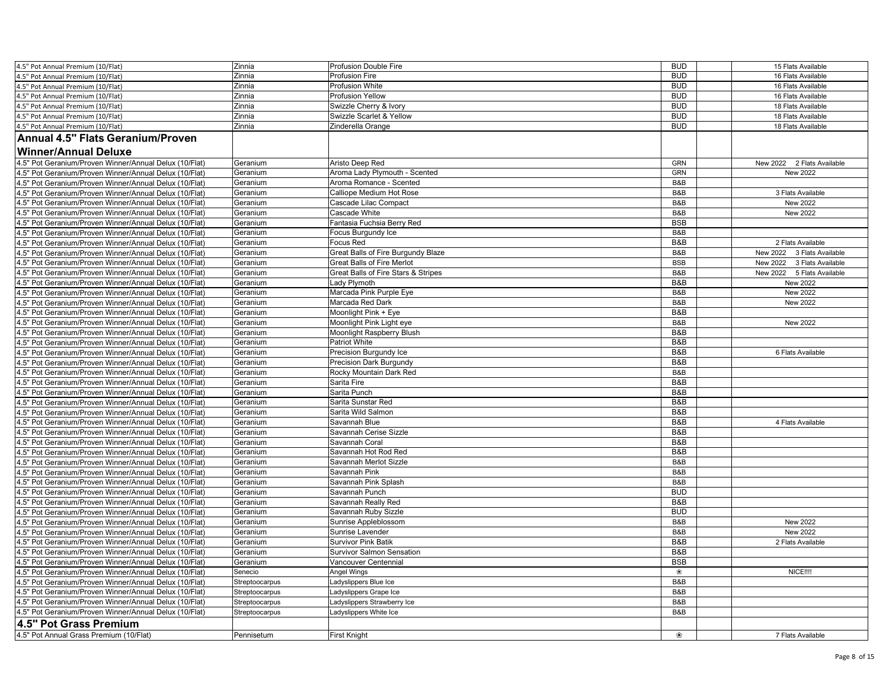| | | | | | |
|---|---|---|---|---|---|
| 4.5" Pot Annual Premium (10/Flat) | Zinnia | Profusion Double Fire | BUD | | 15 Flats Available |
| 4.5" Pot Annual Premium (10/Flat) | Zinnia | Profusion Fire | BUD | | 16 Flats Available |
| 4.5" Pot Annual Premium (10/Flat) | Zinnia | Profusion White | BUD | | 16 Flats Available |
| 4.5" Pot Annual Premium (10/Flat) | Zinnia | Profusion Yellow | BUD | | 16 Flats Available |
| 4.5" Pot Annual Premium (10/Flat) | Zinnia | Swizzle Cherry & Ivory | BUD | | 18 Flats Available |
| 4.5" Pot Annual Premium (10/Flat) | Zinnia | Swizzle Scarlet & Yellow | BUD | | 18 Flats Available |
| 4.5" Pot Annual Premium (10/Flat) | Zinnia | Zinderella Orange | BUD | | 18 Flats Available |
| **Annual 4.5" Flats Geranium/Proven Winner/Annual Deluxe** | | | | | |
| 4.5" Pot Geranium/Proven Winner/Annual Delux (10/Flat) | Geranium | Aristo Deep Red | GRN | | New 2022 2 Flats Available |
| 4.5" Pot Geranium/Proven Winner/Annual Delux (10/Flat) | Geranium | Aroma Lady Plymouth - Scented | GRN | | New 2022 |
| 4.5" Pot Geranium/Proven Winner/Annual Delux (10/Flat) | Geranium | Aroma Romance - Scented | B&B | | |
| 4.5" Pot Geranium/Proven Winner/Annual Delux (10/Flat) | Geranium | Calliope Medium Hot Rose | B&B | | 3 Flats Available |
| 4.5" Pot Geranium/Proven Winner/Annual Delux (10/Flat) | Geranium | Cascade Lilac Compact | B&B | | New 2022 |
| 4.5" Pot Geranium/Proven Winner/Annual Delux (10/Flat) | Geranium | Cascade White | B&B | | New 2022 |
| 4.5" Pot Geranium/Proven Winner/Annual Delux (10/Flat) | Geranium | Fantasia Fuchsia Berry Red | BSB | | |
| 4.5" Pot Geranium/Proven Winner/Annual Delux (10/Flat) | Geranium | Focus Burgundy Ice | B&B | | |
| 4.5" Pot Geranium/Proven Winner/Annual Delux (10/Flat) | Geranium | Focus Red | B&B | | 2 Flats Available |
| 4.5" Pot Geranium/Proven Winner/Annual Delux (10/Flat) | Geranium | Great Balls of Fire Burgundy Blaze | B&B | | New 2022 3 Flats Available |
| 4.5" Pot Geranium/Proven Winner/Annual Delux (10/Flat) | Geranium | Great Balls of Fire Merlot | BSB | | New 2022 3 Flats Available |
| 4.5" Pot Geranium/Proven Winner/Annual Delux (10/Flat) | Geranium | Great Balls of Fire Stars & Stripes | B&B | | New 2022 5 Flats Available |
| 4.5" Pot Geranium/Proven Winner/Annual Delux (10/Flat) | Geranium | Lady Plymoth | B&B | | New 2022 |
| 4.5" Pot Geranium/Proven Winner/Annual Delux (10/Flat) | Geranium | Marcada Pink Purple Eye | B&B | | New 2022 |
| 4.5" Pot Geranium/Proven Winner/Annual Delux (10/Flat) | Geranium | Marcada Red Dark | B&B | | New 2022 |
| 4.5" Pot Geranium/Proven Winner/Annual Delux (10/Flat) | Geranium | Moonlight Pink + Eye | B&B | | |
| 4.5" Pot Geranium/Proven Winner/Annual Delux (10/Flat) | Geranium | Moonlight Pink Light eye | B&B | | New 2022 |
| 4.5" Pot Geranium/Proven Winner/Annual Delux (10/Flat) | Geranium | Moonlight Raspberry Blush | B&B | | |
| 4.5" Pot Geranium/Proven Winner/Annual Delux (10/Flat) | Geranium | Patriot White | B&B | | |
| 4.5" Pot Geranium/Proven Winner/Annual Delux (10/Flat) | Geranium | Precision Burgundy Ice | B&B | | 6 Flats Available |
| 4.5" Pot Geranium/Proven Winner/Annual Delux (10/Flat) | Geranium | Precision Dark Burgundy | B&B | | |
| 4.5" Pot Geranium/Proven Winner/Annual Delux (10/Flat) | Geranium | Rocky Mountain Dark Red | B&B | | |
| 4.5" Pot Geranium/Proven Winner/Annual Delux (10/Flat) | Geranium | Sarita Fire | B&B | | |
| 4.5" Pot Geranium/Proven Winner/Annual Delux (10/Flat) | Geranium | Sarita Punch | B&B | | |
| 4.5" Pot Geranium/Proven Winner/Annual Delux (10/Flat) | Geranium | Sarita Sunstar Red | B&B | | |
| 4.5" Pot Geranium/Proven Winner/Annual Delux (10/Flat) | Geranium | Sarita Wild Salmon | B&B | | |
| 4.5" Pot Geranium/Proven Winner/Annual Delux (10/Flat) | Geranium | Savannah Blue | B&B | | 4 Flats Available |
| 4.5" Pot Geranium/Proven Winner/Annual Delux (10/Flat) | Geranium | Savannah Cerise Sizzle | B&B | | |
| 4.5" Pot Geranium/Proven Winner/Annual Delux (10/Flat) | Geranium | Savannah Coral | B&B | | |
| 4.5" Pot Geranium/Proven Winner/Annual Delux (10/Flat) | Geranium | Savannah Hot Rod Red | B&B | | |
| 4.5" Pot Geranium/Proven Winner/Annual Delux (10/Flat) | Geranium | Savannah Merlot Sizzle | B&B | | |
| 4.5" Pot Geranium/Proven Winner/Annual Delux (10/Flat) | Geranium | Savannah Pink | B&B | | |
| 4.5" Pot Geranium/Proven Winner/Annual Delux (10/Flat) | Geranium | Savannah Pink Splash | B&B | | |
| 4.5" Pot Geranium/Proven Winner/Annual Delux (10/Flat) | Geranium | Savannah Punch | BUD | | |
| 4.5" Pot Geranium/Proven Winner/Annual Delux (10/Flat) | Geranium | Savannah Really Red | B&B | | |
| 4.5" Pot Geranium/Proven Winner/Annual Delux (10/Flat) | Geranium | Savannah Ruby Sizzle | BUD | | |
| 4.5" Pot Geranium/Proven Winner/Annual Delux (10/Flat) | Geranium | Sunrise Appleblossom | B&B | | New 2022 |
| 4.5" Pot Geranium/Proven Winner/Annual Delux (10/Flat) | Geranium | Sunrise Lavender | B&B | | New 2022 |
| 4.5" Pot Geranium/Proven Winner/Annual Delux (10/Flat) | Geranium | Survivor Pink Batik | B&B | | 2 Flats Available |
| 4.5" Pot Geranium/Proven Winner/Annual Delux (10/Flat) | Geranium | Survivor Salmon Sensation | B&B | | |
| 4.5" Pot Geranium/Proven Winner/Annual Delux (10/Flat) | Geranium | Vancouver Centennial | BSB | | |
| 4.5" Pot Geranium/Proven Winner/Annual Delux (10/Flat) | Senecio | Angel Wings | ❀ | | NICE!!!! |
| 4.5" Pot Geranium/Proven Winner/Annual Delux (10/Flat) | Streptoocarpus | Ladyslippers Blue Ice | B&B | | |
| 4.5" Pot Geranium/Proven Winner/Annual Delux (10/Flat) | Streptoocarpus | Ladyslippers Grape Ice | B&B | | |
| 4.5" Pot Geranium/Proven Winner/Annual Delux (10/Flat) | Streptoocarpus | Ladyslippers Strawberry Ice | B&B | | |
| 4.5" Pot Geranium/Proven Winner/Annual Delux (10/Flat) | Streptoocarpus | Ladyslippers White Ice | B&B | | |
| **4.5" Pot Grass Premium** | | | | | |
| 4.5" Pot Annual Grass Premium (10/Flat) | Pennisetum | First Knight | ❀ | | 7 Flats Available |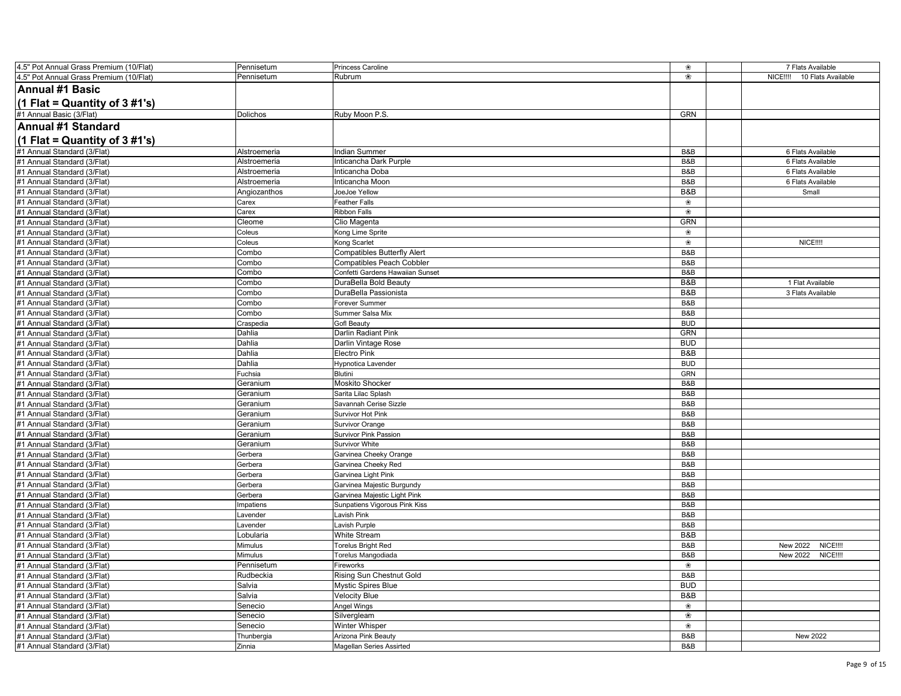| | | | | | |
|---|---|---|---|---|---|
| 4.5" Pot Annual Grass Premium (10/Flat) | Pennisetum | Princess Caroline | ❀ | | 7 Flats Available |
| 4.5" Pot Annual Grass Premium (10/Flat) | Pennisetum | Rubrum | ❀ | | NICE!!!! 10 Flats Available |
| **Annual #1 Basic (1 Flat = Quantity of 3 #1's)** | | | | | |
| #1 Annual Basic (3/Flat) | Dolichos | Ruby Moon P.S. | GRN | | |
| **Annual #1 Standard (1 Flat = Quantity of 3 #1's)** | | | | | |
| #1 Annual Standard (3/Flat) | Alstroemeria | Indian Summer | B&B | | 6 Flats Available |
| #1 Annual Standard (3/Flat) | Alstroemeria | Inticancha Dark Purple | B&B | | 6 Flats Available |
| #1 Annual Standard (3/Flat) | Alstroemeria | Inticancha Doba | B&B | | 6 Flats Available |
| #1 Annual Standard (3/Flat) | Alstroemeria | Inticancha Moon | B&B | | 6 Flats Available |
| #1 Annual Standard (3/Flat) | Angiozanthos | JoeJoe Yellow | B&B | | Small |
| #1 Annual Standard (3/Flat) | Carex | Feather Falls | ❀ | | |
| #1 Annual Standard (3/Flat) | Carex | Ribbon Falls | ❀ | | |
| #1 Annual Standard (3/Flat) | Cleome | Clio Magenta | GRN | | |
| #1 Annual Standard (3/Flat) | Coleus | Kong Lime Sprite | ❀ | | |
| #1 Annual Standard (3/Flat) | Coleus | Kong Scarlet | ❀ | | NICE!!!! |
| #1 Annual Standard (3/Flat) | Combo | Compatibles Butterfly Alert | B&B | | |
| #1 Annual Standard (3/Flat) | Combo | Compatibles Peach Cobbler | B&B | | |
| #1 Annual Standard (3/Flat) | Combo | Confetti Gardens Hawaiian Sunset | B&B | | |
| #1 Annual Standard (3/Flat) | Combo | DuraBella Bold Beauty | B&B | | 1 Flat Available |
| #1 Annual Standard (3/Flat) | Combo | DuraBella Passionista | B&B | | 3 Flats Available |
| #1 Annual Standard (3/Flat) | Combo | Forever Summer | B&B | | |
| #1 Annual Standard (3/Flat) | Combo | Summer Salsa Mix | B&B | | |
| #1 Annual Standard (3/Flat) | Craspedia | Gofl Beauty | BUD | | |
| #1 Annual Standard (3/Flat) | Dahlia | Darlin Radiant Pink | GRN | | |
| #1 Annual Standard (3/Flat) | Dahlia | Darlin Vintage Rose | BUD | | |
| #1 Annual Standard (3/Flat) | Dahlia | Electro Pink | B&B | | |
| #1 Annual Standard (3/Flat) | Dahlia | Hypnotica Lavender | BUD | | |
| #1 Annual Standard (3/Flat) | Fuchsia | Blutini | GRN | | |
| #1 Annual Standard (3/Flat) | Geranium | Moskito Shocker | B&B | | |
| #1 Annual Standard (3/Flat) | Geranium | Sarita Lilac Splash | B&B | | |
| #1 Annual Standard (3/Flat) | Geranium | Savannah Cerise Sizzle | B&B | | |
| #1 Annual Standard (3/Flat) | Geranium | Survivor Hot Pink | B&B | | |
| #1 Annual Standard (3/Flat) | Geranium | Survivor Orange | B&B | | |
| #1 Annual Standard (3/Flat) | Geranium | Survivor Pink Passion | B&B | | |
| #1 Annual Standard (3/Flat) | Geranium | Survivor White | B&B | | |
| #1 Annual Standard (3/Flat) | Gerbera | Garvinea Cheeky Orange | B&B | | |
| #1 Annual Standard (3/Flat) | Gerbera | Garvinea Cheeky Red | B&B | | |
| #1 Annual Standard (3/Flat) | Gerbera | Garvinea Light Pink | B&B | | |
| #1 Annual Standard (3/Flat) | Gerbera | Garvinea Majestic Burgundy | B&B | | |
| #1 Annual Standard (3/Flat) | Gerbera | Garvinea Majestic Light Pink | B&B | | |
| #1 Annual Standard (3/Flat) | Impatiens | Sunpatiens Vigorous Pink Kiss | B&B | | |
| #1 Annual Standard (3/Flat) | Lavender | Lavish Pink | B&B | | |
| #1 Annual Standard (3/Flat) | Lavender | Lavish Purple | B&B | | |
| #1 Annual Standard (3/Flat) | Lobularia | White Stream | B&B | | |
| #1 Annual Standard (3/Flat) | Mimulus | Torelus Bright Red | B&B | | New 2022 NICE!!!! |
| #1 Annual Standard (3/Flat) | Mimulus | Torelus Mangodiada | B&B | | New 2022 NICE!!!! |
| #1 Annual Standard (3/Flat) | Pennisetum | Fireworks | ❀ | | |
| #1 Annual Standard (3/Flat) | Rudbeckia | Rising Sun Chestnut Gold | B&B | | |
| #1 Annual Standard (3/Flat) | Salvia | Mystic Spires Blue | BUD | | |
| #1 Annual Standard (3/Flat) | Salvia | Velocity Blue | B&B | | |
| #1 Annual Standard (3/Flat) | Senecio | Angel Wings | ❀ | | |
| #1 Annual Standard (3/Flat) | Senecio | Silvergleam | ❀ | | |
| #1 Annual Standard (3/Flat) | Senecio | Winter Whisper | ❀ | | |
| #1 Annual Standard (3/Flat) | Thunbergia | Arizona Pink Beauty | B&B | | New 2022 |
| #1 Annual Standard (3/Flat) | Zinnia | Magellan Series Assirted | B&B | | |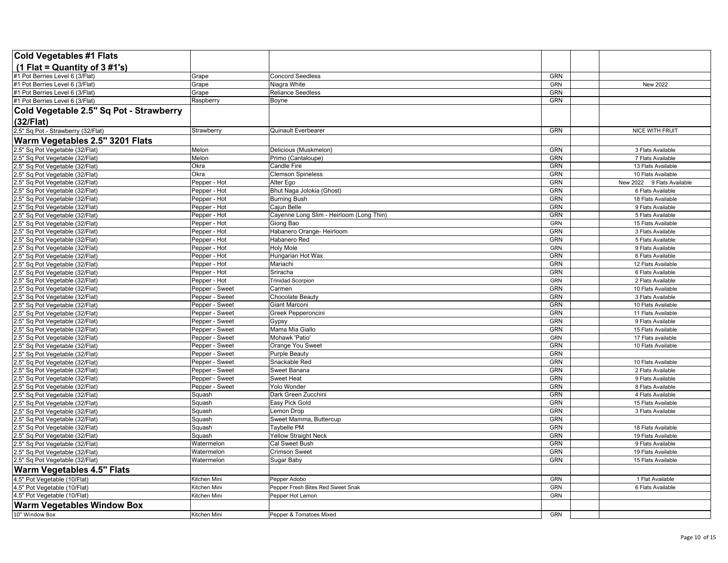| Cold Vegetables #1 Flats (1 Flat = Quantity of 3 #1's) | | | | | |
|---|---|---|---|---|---|
| #1 Pot Berries Level 6 (3/Flat) | Grape | Concord Seedless | GRN | | |
| #1 Pot Berries Level 6 (3/Flat) | Grape | Niagra White | GRN | | New 2022 |
| #1 Pot Berries Level 6 (3/Flat) | Grape | Reliance Seedless | GRN | | |
| #1 Pot Berries Level 6 (3/Flat) | Raspberry | Boyne | GRN | | |
| **Cold Vegetable 2.5" Sq Pot - Strawberry (32/Flat)** | | | | | |
| 2.5" Sq Pot - Strawberry (32/Flat) | Strawberry | Quinault Everbearer | GRN | | NICE WITH FRUIT |
| **Warm Vegetables 2.5" 3201 Flats** | | | | | |
| 2.5" Sq Pot Vegetable (32/Flat) | Melon | Delicious (Muskmelon) | GRN | | 3 Flats Available |
| 2.5" Sq Pot Vegetable (32/Flat) | Melon | Primo (Cantaloupe) | GRN | | 7 Flats Available |
| 2.5" Sq Pot Vegetable (32/Flat) | Okra | Candle Fire | GRN | | 13 Flats Available |
| 2.5" Sq Pot Vegetable (32/Flat) | Okra | Clemson Spineless | GRN | | 10 Flats Available |
| 2.5" Sq Pot Vegetable (32/Flat) | Pepper - Hot | Alter Ego | GRN | | New 2022 9 Flats Available |
| 2.5" Sq Pot Vegetable (32/Flat) | Pepper - Hot | Bhut Naga Jolokia (Ghost) | GRN | | 6 Flats Available |
| 2.5" Sq Pot Vegetable (32/Flat) | Pepper - Hot | Burning Bush | GRN | | 18 Flats Available |
| 2.5" Sq Pot Vegetable (32/Flat) | Pepper - Hot | Cajun Belle | GRN | | 9 Flats Available |
| 2.5" Sq Pot Vegetable (32/Flat) | Pepper - Hot | Cayenne Long Slim - Heirloom (Long Thin) | GRN | | 5 Flats Available |
| 2.5" Sq Pot Vegetable (32/Flat) | Pepper - Hot | Giong Bao | GRN | | 15 Flats Available |
| 2.5" Sq Pot Vegetable (32/Flat) | Pepper - Hot | Habanero Orange- Heirloom | GRN | | 3 Flats Available |
| 2.5" Sq Pot Vegetable (32/Flat) | Pepper - Hot | Habanero Red | GRN | | 5 Flats Available |
| 2.5" Sq Pot Vegetable (32/Flat) | Pepper - Hot | Holy Mole | GRN | | 9 Flats Available |
| 2.5" Sq Pot Vegetable (32/Flat) | Pepper - Hot | Hungarian Hot Wax | GRN | | 6 Flats Available |
| 2.5" Sq Pot Vegetable (32/Flat) | Pepper - Hot | Mariachi | GRN | | 12 Flats Available |
| 2.5" Sq Pot Vegetable (32/Flat) | Pepper - Hot | Sriracha | GRN | | 6 Flats Available |
| 2.5" Sq Pot Vegetable (32/Flat) | Pepper - Hot | Trinidad Scorpion | GRN | | 2 Flats Available |
| 2.5" Sq Pot Vegetable (32/Flat) | Pepper - Sweet | Carmen | GRN | | 10 Flats Available |
| 2.5" Sq Pot Vegetable (32/Flat) | Pepper - Sweet | Chocolate Beauty | GRN | | 3 Flats Available |
| 2.5" Sq Pot Vegetable (32/Flat) | Pepper - Sweet | Giant Marconi | GRN | | 10 Flats Available |
| 2.5" Sq Pot Vegetable (32/Flat) | Pepper - Sweet | Greek Pepperoncini | GRN | | 11 Flats Available |
| 2.5" Sq Pot Vegetable (32/Flat) | Pepper - Sweet | Gypsy | GRN | | 9 Flats Available |
| 2.5" Sq Pot Vegetable (32/Flat) | Pepper - Sweet | Mama Mia Giallo | GRN | | 15 Flats Available |
| 2.5" Sq Pot Vegetable (32/Flat) | Pepper - Sweet | Mohawk 'Patio' | GRN | | 17 Flats available |
| 2.5" Sq Pot Vegetable (32/Flat) | Pepper - Sweet | Orange You Sweet | GRN | | 10 Flats Available |
| 2.5" Sq Pot Vegetable (32/Flat) | Pepper - Sweet | Purple Beauty | GRN | | |
| 2.5" Sq Pot Vegetable (32/Flat) | Pepper - Sweet | Snackable Red | GRN | | 10 Flats Available |
| 2.5" Sq Pot Vegetable (32/Flat) | Pepper - Sweet | Sweet Banana | GRN | | 2 Flats Available |
| 2.5" Sq Pot Vegetable (32/Flat) | Pepper - Sweet | Sweet Heat | GRN | | 9 Flats Available |
| 2.5" Sq Pot Vegetable (32/Flat) | Pepper - Sweet | Yolo Wonder | GRN | | 8 Flats Available |
| 2.5" Sq Pot Vegetable (32/Flat) | Squash | Dark Green Zucchini | GRN | | 4 Flats Available |
| 2.5" Sq Pot Vegetable (32/Flat) | Squash | Easy Pick Gold | GRN | | 15 Flats Available |
| 2.5" Sq Pot Vegetable (32/Flat) | Squash | Lemon Drop | GRN | | 3 Flats Available |
| 2.5" Sq Pot Vegetable (32/Flat) | Squash | Sweet Mamma, Buttercup | GRN | | |
| 2.5" Sq Pot Vegetable (32/Flat) | Squash | Taybelle PM | GRN | | 18 Flats Available |
| 2.5" Sq Pot Vegetable (32/Flat) | Squash | Yellow Straight Neck | GRN | | 19 Flats Available |
| 2.5" Sq Pot Vegetable (32/Flat) | Watermelon | Cal Sweet Bush | GRN | | 9 Flats Available |
| 2.5" Sq Pot Vegetable (32/Flat) | Watermelon | Crimson Sweet | GRN | | 19 Flats Available |
| 2.5" Sq Pot Vegetable (32/Flat) | Watermelon | Sugar Baby | GRN | | 15 Flats Available |
| **Warm Vegetables 4.5" Flats** | | | | | |
| 4.5" Pot Vegetable (10/Flat) | Kitchen Mini | Pepper Adobo | GRN | | 1 Flat Available |
| 4.5" Pot Vegetable (10/Flat) | Kitchen Mini | Pepper Fresh Bites Red Sweet Snak | GRN | | 6 Flats Available |
| 4.5" Pot Vegetable (10/Flat) | Kitchen Mini | Pepper Hot Lemon | GRN | | |
| **Warm Vegetables Window Box** | | | | | |
| 10" Window Box | Kitchen Mini | Pepper & Tomatoes Mixed | GRN | | |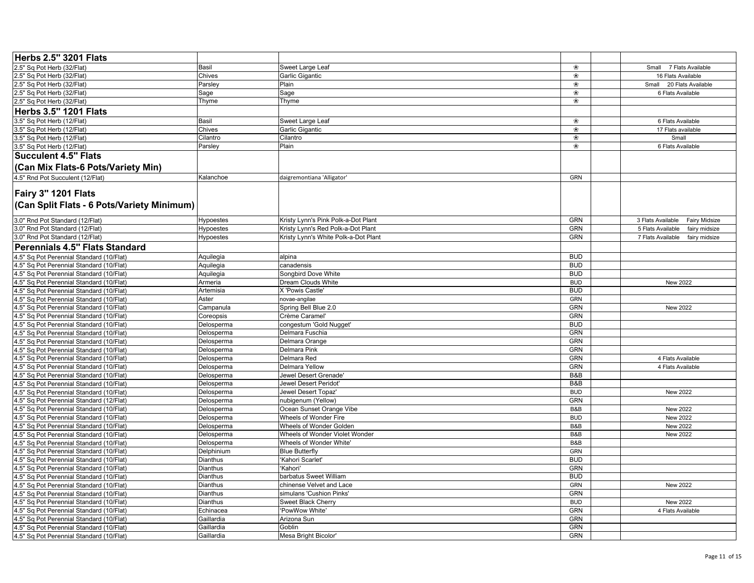| Herbs 2.5" 3201 Flats | | | | | |
|---|---|---|---|---|---|
| 2.5" Sq Pot Herb (32/Flat) | Basil | Sweet Large Leaf | ❀ | | Small 7 Flats Available |
| 2.5" Sq Pot Herb (32/Flat) | Chives | Garlic Gigantic | ❀ | | 16 Flats Available |
| 2.5" Sq Pot Herb (32/Flat) | Parsley | Plain | ❀ | | Small 20 Flats Available |
| 2.5" Sq Pot Herb (32/Flat) | Sage | Sage | ❀ | | 6 Flats Available |
| 2.5" Sq Pot Herb (32/Flat) | Thyme | Thyme | ❀ | | |
| **Herbs 3.5" 1201 Flats** | | | | | |
| 3.5" Sq Pot Herb (12/Flat) | Basil | Sweet Large Leaf | ❀ | | 6 Flats Available |
| 3.5" Sq Pot Herb (12/Flat) | Chives | Garlic Gigantic | ❀ | | 17 Flats available |
| 3.5" Sq Pot Herb (12/Flat) | Cilantro | Cilantro | ❀ | | Small |
| 3.5" Sq Pot Herb (12/Flat) | Parsley | Plain | ❀ | | 6 Flats Available |
| **Succulent 4.5" Flats (Can Mix Flats-6 Pots/Variety Min)** | | | | | |
| 4.5" Rnd Pot Succulent (12/Flat) | Kalanchoe | daigremontiana 'Alligator' | GRN | | |
| **Fairy 3" 1201 Flats (Can Split Flats - 6 Pots/Variety Minimum)** | | | | | |
| 3.0" Rnd Pot Standard (12/Flat) | Hypoestes | Kristy Lynn's Pink Polk-a-Dot Plant | GRN | | 3 Flats Available Fairy Midsize |
| 3.0" Rnd Pot Standard (12/Flat) | Hypoestes | Kristy Lynn's Red Polk-a-Dot Plant | GRN | | 5 Flats Available fairy midsize |
| 3.0" Rnd Pot Standard (12/Flat) | Hypoestes | Kristy Lynn's White Polk-a-Dot Plant | GRN | | 7 Flats Available fairy midsize |
| **Perennials 4.5" Flats Standard** | | | | | |
| 4.5" Sq Pot Perennial Standard (10/Flat) | Aquilegia | alpina | BUD | | |
| 4.5" Sq Pot Perennial Standard (10/Flat) | Aquilegia | canadensis | BUD | | |
| 4.5" Sq Pot Perennial Standard (10/Flat) | Aquilegia | Songbird Dove White | BUD | | |
| 4.5" Sq Pot Perennial Standard (10/Flat) | Armeria | Dream Clouds White | BUD | | New 2022 |
| 4.5" Sq Pot Perennial Standard (10/Flat) | Artemisia | X 'Powis Castle' | BUD | | |
| 4.5" Sq Pot Perennial Standard (10/Flat) | Aster | novae-angilae | GRN | | |
| 4.5" Sq Pot Perennial Standard (10/Flat) | Campanula | Spring Bell Blue 2.0 | GRN | | New 2022 |
| 4.5" Sq Pot Perennial Standard (10/Flat) | Coreopsis | Crème Caramel' | GRN | | |
| 4.5" Sq Pot Perennial Standard (10/Flat) | Delosperma | congestum 'Gold Nugget' | BUD | | |
| 4.5" Sq Pot Perennial Standard (10/Flat) | Delosperma | Delmara Fuschia | GRN | | |
| 4.5" Sq Pot Perennial Standard (10/Flat) | Delosperma | Delmara Orange | GRN | | |
| 4.5" Sq Pot Perennial Standard (10/Flat) | Delosperma | Delmara Pink | GRN | | |
| 4.5" Sq Pot Perennial Standard (10/Flat) | Delosperma | Delmara Red | GRN | | 4 Flats Available |
| 4.5" Sq Pot Perennial Standard (10/Flat) | Delosperma | Delmara Yellow | GRN | | 4 Flats Available |
| 4.5" Sq Pot Perennial Standard (10/Flat) | Delosperma | Jewel Desert Grenade' | B&B | | |
| 4.5" Sq Pot Perennial Standard (10/Flat) | Delosperma | Jewel Desert Peridot' | B&B | | |
| 4.5" Sq Pot Perennial Standard (10/Flat) | Delosperma | Jewel Desert Topaz' | BUD | | New 2022 |
| 4.5" Sq Pot Perennial Standard (12/Flat) | Delosperma | nubigenum (Yellow) | GRN | | |
| 4.5" Sq Pot Perennial Standard (10/Flat) | Delosperma | Ocean Sunset Orange Vibe | B&B | | New 2022 |
| 4.5" Sq Pot Perennial Standard (10/Flat) | Delosperma | Wheels of Wonder Fire | BUD | | New 2022 |
| 4.5" Sq Pot Perennial Standard (10/Flat) | Delosperma | Wheels of Wonder Golden | B&B | | New 2022 |
| 4.5" Sq Pot Perennial Standard (10/Flat) | Delosperma | Wheels of Wonder Violet Wonder | B&B | | New 2022 |
| 4.5" Sq Pot Perennial Standard (10/Flat) | Delosperma | Wheels of Wonder White' | B&B | | |
| 4.5" Sq Pot Perennial Standard (10/Flat) | Delphinium | Blue Butterfly | GRN | | |
| 4.5" Sq Pot Perennial Standard (10/Flat) | Dianthus | 'Kahori Scarlet' | BUD | | |
| 4.5" Sq Pot Perennial Standard (10/Flat) | Dianthus | 'Kahori' | GRN | | |
| 4.5" Sq Pot Perennial Standard (10/Flat) | Dianthus | barbatus Sweet William | BUD | | |
| 4.5" Sq Pot Perennial Standard (10/Flat) | Dianthus | chinense Velvet and Lace | GRN | | New 2022 |
| 4.5" Sq Pot Perennial Standard (10/Flat) | Dianthus | simulans 'Cushion Pinks' | GRN | | |
| 4.5" Sq Pot Perennial Standard (10/Flat) | Dianthus | Sweet Black Cherry | BUD | | New 2022 |
| 4.5" Sq Pot Perennial Standard (10/Flat) | Echinacea | 'PowWow White' | GRN | | 4 Flats Available |
| 4.5" Sq Pot Perennial Standard (10/Flat) | Gaillardia | Arizona Sun | GRN | | |
| 4.5" Sq Pot Perennial Standard (10/Flat) | Gaillardia | Goblin | GRN | | |
| 4.5" Sq Pot Perennial Standard (10/Flat) | Gaillardia | Mesa Bright Bicolor' | GRN | | |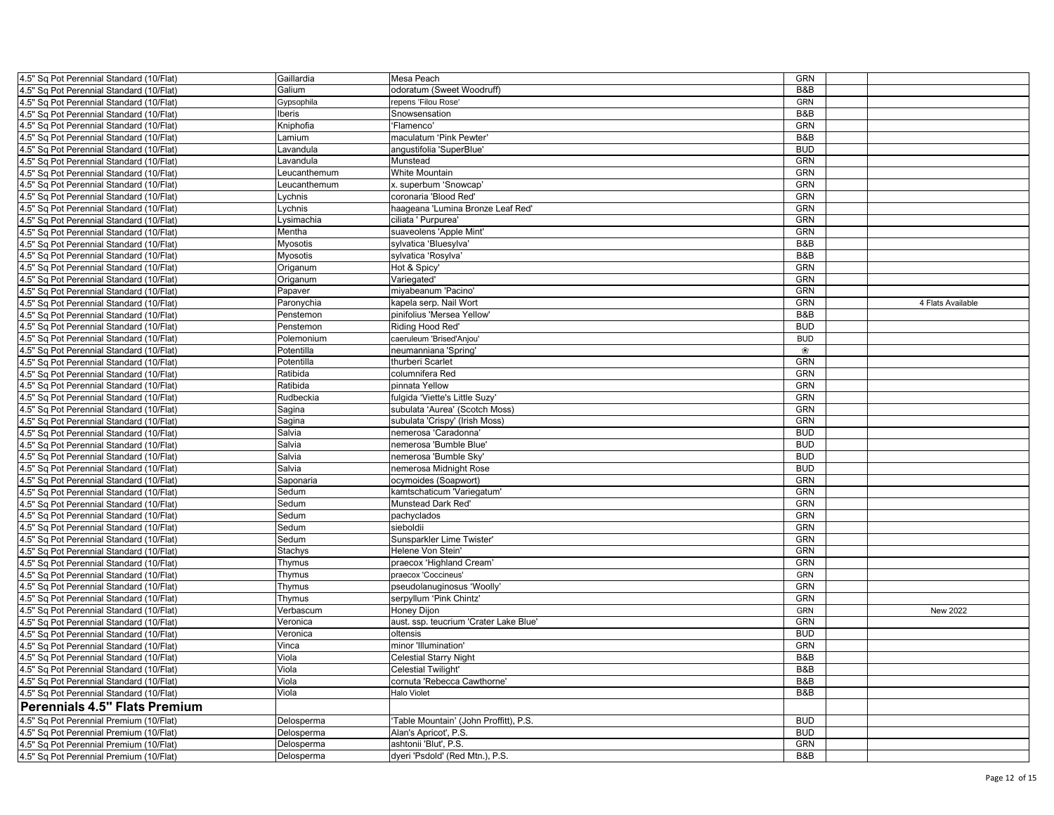| | | | | | |
|---|---|---|---|---|---|
| 4.5" Sq Pot Perennial Standard (10/Flat) | Gaillardia | Mesa Peach | GRN | | |
| 4.5" Sq Pot Perennial Standard (10/Flat) | Galium | odoratum (Sweet Woodruff) | B&B | | |
| 4.5" Sq Pot Perennial Standard (10/Flat) | Gypsophila | repens 'Filou Rose' | GRN | | |
| 4.5" Sq Pot Perennial Standard (10/Flat) | Iberis | Snowsensation | B&B | | |
| 4.5" Sq Pot Perennial Standard (10/Flat) | Kniphofia | 'Flamenco' | GRN | | |
| 4.5" Sq Pot Perennial Standard (10/Flat) | Lamium | maculatum 'Pink Pewter' | B&B | | |
| 4.5" Sq Pot Perennial Standard (10/Flat) | Lavandula | angustifolia 'SuperBlue' | BUD | | |
| 4.5" Sq Pot Perennial Standard (10/Flat) | Lavandula | Munstead | GRN | | |
| 4.5" Sq Pot Perennial Standard (10/Flat) | Leucanthemum | White Mountain | GRN | | |
| 4.5" Sq Pot Perennial Standard (10/Flat) | Leucanthemum | x. superbum 'Snowcap' | GRN | | |
| 4.5" Sq Pot Perennial Standard (10/Flat) | Lychnis | coronaria 'Blood Red' | GRN | | |
| 4.5" Sq Pot Perennial Standard (10/Flat) | Lychnis | haageana 'Lumina Bronze Leaf Red' | GRN | | |
| 4.5" Sq Pot Perennial Standard (10/Flat) | Lysimachia | ciliata ' Purpurea' | GRN | | |
| 4.5" Sq Pot Perennial Standard (10/Flat) | Mentha | suaveolens 'Apple Mint' | GRN | | |
| 4.5" Sq Pot Perennial Standard (10/Flat) | Myosotis | sylvatica 'Bluesylva' | B&B | | |
| 4.5" Sq Pot Perennial Standard (10/Flat) | Myosotis | sylvatica 'Rosylva' | B&B | | |
| 4.5" Sq Pot Perennial Standard (10/Flat) | Origanum | Hot & Spicy' | GRN | | |
| 4.5" Sq Pot Perennial Standard (10/Flat) | Origanum | Variegated' | GRN | | |
| 4.5" Sq Pot Perennial Standard (10/Flat) | Papaver | miyabeanum 'Pacino' | GRN | | |
| 4.5" Sq Pot Perennial Standard (10/Flat) | Paronychia | kapela serp. Nail Wort | GRN | | 4 Flats Available |
| 4.5" Sq Pot Perennial Standard (10/Flat) | Penstemon | pinifolius 'Mersea Yellow' | B&B | | |
| 4.5" Sq Pot Perennial Standard (10/Flat) | Penstemon | Riding Hood Red' | BUD | | |
| 4.5" Sq Pot Perennial Standard (10/Flat) | Polemonium | caeruleum 'Brised'Anjou' | BUD | | |
| 4.5" Sq Pot Perennial Standard (10/Flat) | Potentilla | neumanniana 'Spring' | ❀ | | |
| 4.5" Sq Pot Perennial Standard (10/Flat) | Potentilla | thurberi Scarlet | GRN | | |
| 4.5" Sq Pot Perennial Standard (10/Flat) | Ratibida | columnifera Red | GRN | | |
| 4.5" Sq Pot Perennial Standard (10/Flat) | Ratibida | pinnata Yellow | GRN | | |
| 4.5" Sq Pot Perennial Standard (10/Flat) | Rudbeckia | fulgida 'Viette's Little Suzy' | GRN | | |
| 4.5" Sq Pot Perennial Standard (10/Flat) | Sagina | subulata 'Aurea' (Scotch Moss) | GRN | | |
| 4.5" Sq Pot Perennial Standard (10/Flat) | Sagina | subulata 'Crispy' (Irish Moss) | GRN | | |
| 4.5" Sq Pot Perennial Standard (10/Flat) | Salvia | nemerosa 'Caradonna' | BUD | | |
| 4.5" Sq Pot Perennial Standard (10/Flat) | Salvia | nemerosa 'Bumble Blue' | BUD | | |
| 4.5" Sq Pot Perennial Standard (10/Flat) | Salvia | nemerosa 'Bumble Sky' | BUD | | |
| 4.5" Sq Pot Perennial Standard (10/Flat) | Salvia | nemerosa Midnight Rose | BUD | | |
| 4.5" Sq Pot Perennial Standard (10/Flat) | Saponaria | ocymoides (Soapwort) | GRN | | |
| 4.5" Sq Pot Perennial Standard (10/Flat) | Sedum | kamtschaticum 'Variegatum' | GRN | | |
| 4.5" Sq Pot Perennial Standard (10/Flat) | Sedum | Munstead Dark Red' | GRN | | |
| 4.5" Sq Pot Perennial Standard (10/Flat) | Sedum | pachyclados | GRN | | |
| 4.5" Sq Pot Perennial Standard (10/Flat) | Sedum | sieboldii | GRN | | |
| 4.5" Sq Pot Perennial Standard (10/Flat) | Sedum | Sunsparkler Lime Twister' | GRN | | |
| 4.5" Sq Pot Perennial Standard (10/Flat) | Stachys | Helene Von Stein' | GRN | | |
| 4.5" Sq Pot Perennial Standard (10/Flat) | Thymus | praecox 'Highland Cream' | GRN | | |
| 4.5" Sq Pot Perennial Standard (10/Flat) | Thymus | praecox 'Coccineus' | GRN | | |
| 4.5" Sq Pot Perennial Standard (10/Flat) | Thymus | pseudolanuginosus 'Woolly' | GRN | | |
| 4.5" Sq Pot Perennial Standard (10/Flat) | Thymus | serpyllum 'Pink Chintz' | GRN | | |
| 4.5" Sq Pot Perennial Standard (10/Flat) | Verbascum | Honey Dijon | GRN | | New 2022 |
| 4.5" Sq Pot Perennial Standard (10/Flat) | Veronica | aust. ssp. teucrium 'Crater Lake Blue' | GRN | | |
| 4.5" Sq Pot Perennial Standard (10/Flat) | Veronica | oltensis | BUD | | |
| 4.5" Sq Pot Perennial Standard (10/Flat) | Vinca | minor 'Illumination' | GRN | | |
| 4.5" Sq Pot Perennial Standard (10/Flat) | Viola | Celestial Starry Night | B&B | | |
| 4.5" Sq Pot Perennial Standard (10/Flat) | Viola | Celestial Twilight' | B&B | | |
| 4.5" Sq Pot Perennial Standard (10/Flat) | Viola | cornuta 'Rebecca Cawthorne' | B&B | | |
| 4.5" Sq Pot Perennial Standard (10/Flat) | Viola | Halo Violet | B&B | | |
| **Perennials 4.5" Flats Premium** | | | | | |
| 4.5" Sq Pot Perennial Premium (10/Flat) | Delosperma | 'Table Mountain' (John Proffitt), P.S. | BUD | | |
| 4.5" Sq Pot Perennial Premium (10/Flat) | Delosperma | Alan's Apricot', P.S. | BUD | | |
| 4.5" Sq Pot Perennial Premium (10/Flat) | Delosperma | ashtonii 'Blut', P.S. | GRN | | |
| 4.5" Sq Pot Perennial Premium (10/Flat) | Delosperma | dyeri 'Psdold' (Red Mtn.), P.S. | B&B | | |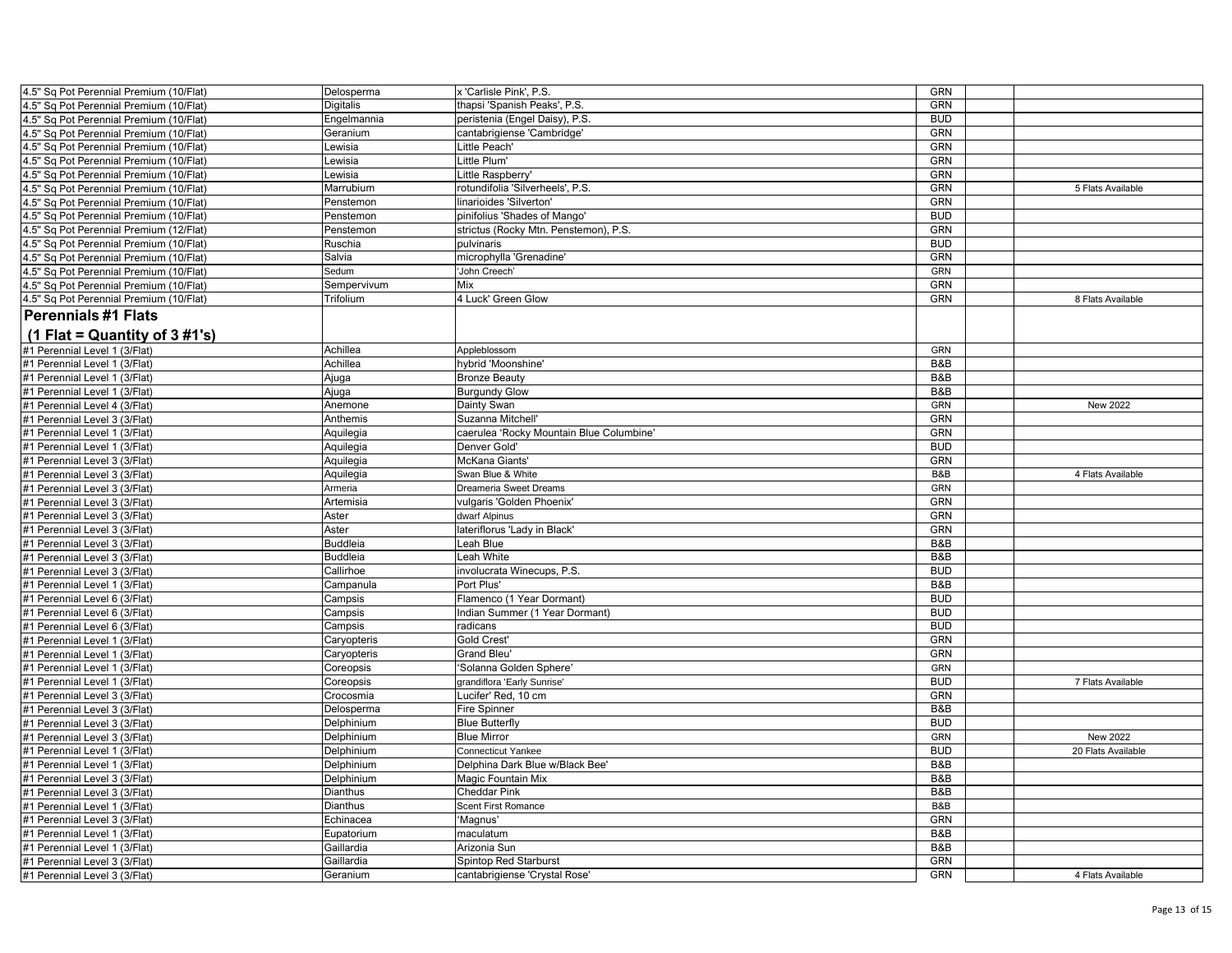| | | | | | |
|---|---|---|---|---|---|
| 4.5" Sq Pot Perennial Premium (10/Flat) | Delosperma | x 'Carlisle Pink', P.S. | GRN | | |
| 4.5" Sq Pot Perennial Premium (10/Flat) | Digitalis | thapsi 'Spanish Peaks', P.S. | GRN | | |
| 4.5" Sq Pot Perennial Premium (10/Flat) | Engelmannia | peristenia (Engel Daisy), P.S. | BUD | | |
| 4.5" Sq Pot Perennial Premium (10/Flat) | Geranium | cantabrigiense 'Cambridge' | GRN | | |
| 4.5" Sq Pot Perennial Premium (10/Flat) | Lewisia | Little Peach' | GRN | | |
| 4.5" Sq Pot Perennial Premium (10/Flat) | Lewisia | Little Plum' | GRN | | |
| 4.5" Sq Pot Perennial Premium (10/Flat) | Lewisia | Little Raspberry' | GRN | | |
| 4.5" Sq Pot Perennial Premium (10/Flat) | Marrubium | rotundifolia 'Silverheels', P.S. | GRN | | 5 Flats Available |
| 4.5" Sq Pot Perennial Premium (10/Flat) | Penstemon | linarioides 'Silverton' | GRN | | |
| 4.5" Sq Pot Perennial Premium (10/Flat) | Penstemon | pinifolius 'Shades of Mango' | BUD | | |
| 4.5" Sq Pot Perennial Premium (12/Flat) | Penstemon | strictus (Rocky Mtn. Penstemon), P.S. | GRN | | |
| 4.5" Sq Pot Perennial Premium (10/Flat) | Ruschia | pulvinaris | BUD | | |
| 4.5" Sq Pot Perennial Premium (10/Flat) | Salvia | microphylla 'Grenadine' | GRN | | |
| 4.5" Sq Pot Perennial Premium (10/Flat) | Sedum | 'John Creech' | GRN | | |
| 4.5" Sq Pot Perennial Premium (10/Flat) | Sempervivum | Mix | GRN | | |
| 4.5" Sq Pot Perennial Premium (10/Flat) | Trifolium | 4 Luck' Green Glow | GRN | | 8 Flats Available |
| **Perennials #1 Flats** | | | | | |
| **(1 Flat = Quantity of 3 #1's)** | | | | | |
| #1 Perennial Level 1 (3/Flat) | Achillea | Appleblossom | GRN | | |
| #1 Perennial Level 1 (3/Flat) | Achillea | hybrid 'Moonshine' | B&B | | |
| #1 Perennial Level 1 (3/Flat) | Ajuga | Bronze Beauty | B&B | | |
| #1 Perennial Level 1 (3/Flat) | Ajuga | Burgundy Glow | B&B | | |
| #1 Perennial Level 4 (3/Flat) | Anemone | Dainty Swan | GRN | | New 2022 |
| #1 Perennial Level 3 (3/Flat) | Anthemis | Suzanna Mitchell' | GRN | | |
| #1 Perennial Level 1 (3/Flat) | Aquilegia | caerulea 'Rocky Mountain Blue Columbine' | GRN | | |
| #1 Perennial Level 1 (3/Flat) | Aquilegia | Denver Gold' | BUD | | |
| #1 Perennial Level 3 (3/Flat) | Aquilegia | McKana Giants' | GRN | | |
| #1 Perennial Level 3 (3/Flat) | Aquilegia | Swan Blue & White | B&B | | 4 Flats Available |
| #1 Perennial Level 3 (3/Flat) | Armeria | Dreameria Sweet Dreams | GRN | | |
| #1 Perennial Level 3 (3/Flat) | Artemisia | vulgaris 'Golden Phoenix' | GRN | | |
| #1 Perennial Level 3 (3/Flat) | Aster | dwarf Alpinus | GRN | | |
| #1 Perennial Level 3 (3/Flat) | Aster | lateriflorus 'Lady in Black' | GRN | | |
| #1 Perennial Level 3 (3/Flat) | Buddleia | Leah Blue | B&B | | |
| #1 Perennial Level 3 (3/Flat) | Buddleia | Leah White | B&B | | |
| #1 Perennial Level 3 (3/Flat) | Callirhoe | involucrata Winecups, P.S. | BUD | | |
| #1 Perennial Level 1 (3/Flat) | Campanula | Port Plus' | B&B | | |
| #1 Perennial Level 6 (3/Flat) | Campsis | Flamenco (1 Year Dormant) | BUD | | |
| #1 Perennial Level 6 (3/Flat) | Campsis | Indian Summer (1 Year Dormant) | BUD | | |
| #1 Perennial Level 6 (3/Flat) | Campsis | radicans | BUD | | |
| #1 Perennial Level 1 (3/Flat) | Caryopteris | Gold Crest' | GRN | | |
| #1 Perennial Level 1 (3/Flat) | Caryopteris | Grand Bleu' | GRN | | |
| #1 Perennial Level 1 (3/Flat) | Coreopsis | 'Solanna Golden Sphere' | GRN | | |
| #1 Perennial Level 1 (3/Flat) | Coreopsis | grandiflora 'Early Sunrise' | BUD | | 7 Flats Available |
| #1 Perennial Level 3 (3/Flat) | Crocosmia | Lucifer' Red, 10 cm | GRN | | |
| #1 Perennial Level 3 (3/Flat) | Delosperma | Fire Spinner | B&B | | |
| #1 Perennial Level 3 (3/Flat) | Delphinium | Blue Butterfly | BUD | | |
| #1 Perennial Level 3 (3/Flat) | Delphinium | Blue Mirror | GRN | | New 2022 |
| #1 Perennial Level 1 (3/Flat) | Delphinium | Connecticut Yankee | BUD | | 20 Flats Available |
| #1 Perennial Level 1 (3/Flat) | Delphinium | Delphina Dark Blue w/Black Bee' | B&B | | |
| #1 Perennial Level 3 (3/Flat) | Delphinium | Magic Fountain Mix | B&B | | |
| #1 Perennial Level 3 (3/Flat) | Dianthus | Cheddar Pink | B&B | | |
| #1 Perennial Level 1 (3/Flat) | Dianthus | Scent First Romance | B&B | | |
| #1 Perennial Level 3 (3/Flat) | Echinacea | 'Magnus' | GRN | | |
| #1 Perennial Level 1 (3/Flat) | Eupatorium | maculatum | B&B | | |
| #1 Perennial Level 1 (3/Flat) | Gaillardia | Arizonia Sun | B&B | | |
| #1 Perennial Level 3 (3/Flat) | Gaillardia | Spintop Red Starburst | GRN | | |
| #1 Perennial Level 3 (3/Flat) | Geranium | cantabrigiense 'Crystal Rose' | GRN | | 4 Flats Available |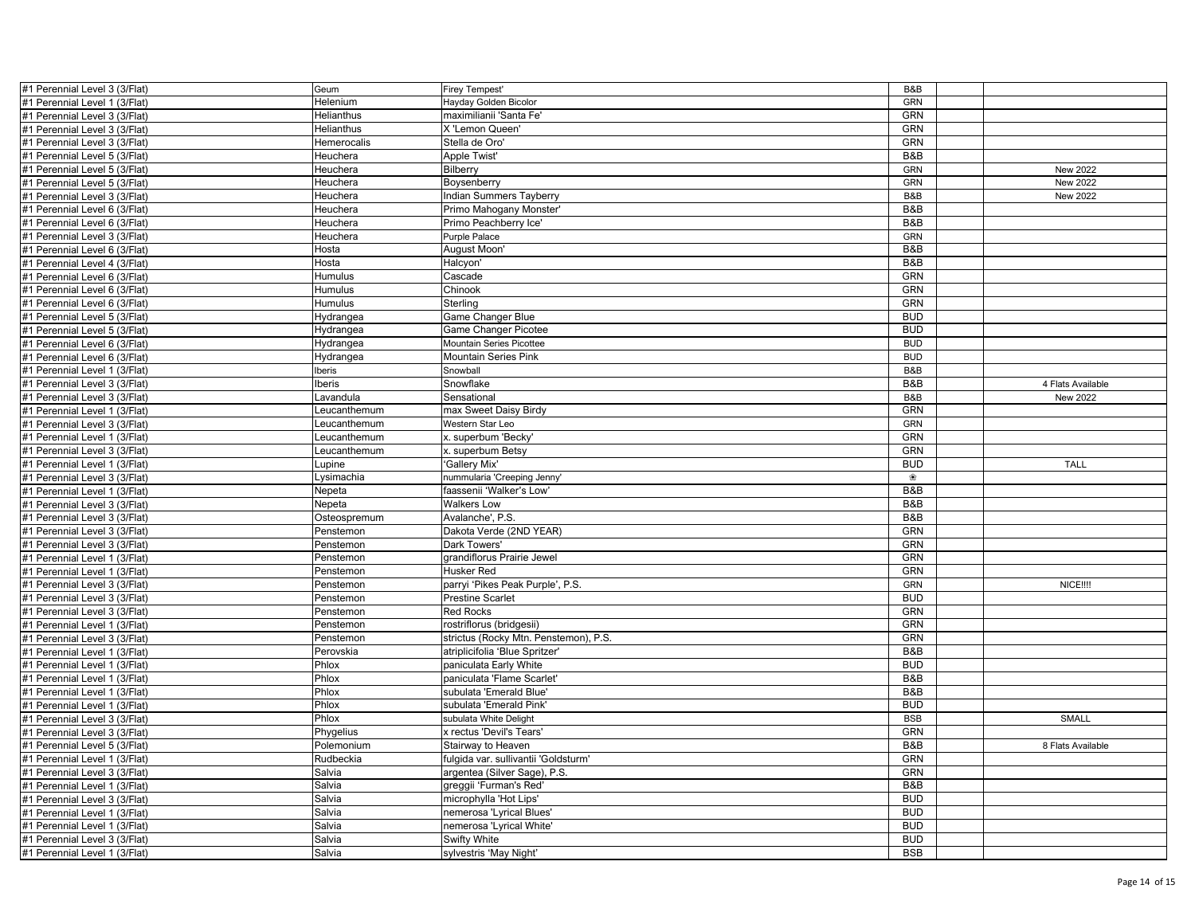| | | | | | |
|---|---|---|---|---|---|
| #1 Perennial Level 3 (3/Flat) | Geum | Firey Tempest' | B&B | | |
| #1 Perennial Level 1 (3/Flat) | Helenium | Hayday Golden Bicolor | GRN | | |
| #1 Perennial Level 3 (3/Flat) | Helianthus | maximilianii 'Santa Fe' | GRN | | |
| #1 Perennial Level 3 (3/Flat) | Helianthus | X 'Lemon Queen' | GRN | | |
| #1 Perennial Level 3 (3/Flat) | Hemerocalis | Stella de Oro' | GRN | | |
| #1 Perennial Level 5 (3/Flat) | Heuchera | Apple Twist' | B&B | | |
| #1 Perennial Level 5 (3/Flat) | Heuchera | Bilberry | GRN | | New 2022 |
| #1 Perennial Level 5 (3/Flat) | Heuchera | Boysenberry | GRN | | New 2022 |
| #1 Perennial Level 3 (3/Flat) | Heuchera | Indian Summers Tayberry | B&B | | New 2022 |
| #1 Perennial Level 6 (3/Flat) | Heuchera | Primo Mahogany Monster' | B&B | | |
| #1 Perennial Level 6 (3/Flat) | Heuchera | Primo Peachberry Ice' | B&B | | |
| #1 Perennial Level 3 (3/Flat) | Heuchera | Purple Palace | GRN | | |
| #1 Perennial Level 6 (3/Flat) | Hosta | August Moon' | B&B | | |
| #1 Perennial Level 4 (3/Flat) | Hosta | Halcyon' | B&B | | |
| #1 Perennial Level 6 (3/Flat) | Humulus | Cascade | GRN | | |
| #1 Perennial Level 6 (3/Flat) | Humulus | Chinook | GRN | | |
| #1 Perennial Level 6 (3/Flat) | Humulus | Sterling | GRN | | |
| #1 Perennial Level 5 (3/Flat) | Hydrangea | Game Changer Blue | BUD | | |
| #1 Perennial Level 5 (3/Flat) | Hydrangea | Game Changer Picotee | BUD | | |
| #1 Perennial Level 6 (3/Flat) | Hydrangea | Mountain Series Picottee | BUD | | |
| #1 Perennial Level 6 (3/Flat) | Hydrangea | Mountain Series Pink | BUD | | |
| #1 Perennial Level 1 (3/Flat) | Iberis | Snowball | B&B | | |
| #1 Perennial Level 3 (3/Flat) | Iberis | Snowflake | B&B | | 4 Flats Available |
| #1 Perennial Level 3 (3/Flat) | Lavandula | Sensational | B&B | | New 2022 |
| #1 Perennial Level 1 (3/Flat) | Leucanthemum | max Sweet Daisy Birdy | GRN | | |
| #1 Perennial Level 3 (3/Flat) | Leucanthemum | Western Star Leo | GRN | | |
| #1 Perennial Level 1 (3/Flat) | Leucanthemum | x. superbum 'Becky' | GRN | | |
| #1 Perennial Level 3 (3/Flat) | Leucanthemum | x. superbum Betsy | GRN | | |
| #1 Perennial Level 1 (3/Flat) | Lupine | 'Gallery Mix' | BUD | | TALL |
| #1 Perennial Level 3 (3/Flat) | Lysimachia | nummularia 'Creeping Jenny' | ❀ | | |
| #1 Perennial Level 1 (3/Flat) | Nepeta | faassenii 'Walker's Low' | B&B | | |
| #1 Perennial Level 3 (3/Flat) | Nepeta | Walkers Low | B&B | | |
| #1 Perennial Level 3 (3/Flat) | Osteospremum | Avalanche', P.S. | B&B | | |
| #1 Perennial Level 3 (3/Flat) | Penstemon | Dakota Verde (2ND YEAR) | GRN | | |
| #1 Perennial Level 3 (3/Flat) | Penstemon | Dark Towers' | GRN | | |
| #1 Perennial Level 1 (3/Flat) | Penstemon | grandiflorus Prairie Jewel | GRN | | |
| #1 Perennial Level 1 (3/Flat) | Penstemon | Husker Red | GRN | | |
| #1 Perennial Level 3 (3/Flat) | Penstemon | parryi 'Pikes Peak Purple', P.S. | GRN | | NICE!!!! |
| #1 Perennial Level 3 (3/Flat) | Penstemon | Prestine Scarlet | BUD | | |
| #1 Perennial Level 3 (3/Flat) | Penstemon | Red Rocks | GRN | | |
| #1 Perennial Level 1 (3/Flat) | Penstemon | rostriflorus (bridgesii) | GRN | | |
| #1 Perennial Level 3 (3/Flat) | Penstemon | strictus (Rocky Mtn. Penstemon), P.S. | GRN | | |
| #1 Perennial Level 1 (3/Flat) | Perovskia | atriplicifolia 'Blue Spritzer' | B&B | | |
| #1 Perennial Level 1 (3/Flat) | Phlox | paniculata Early White | BUD | | |
| #1 Perennial Level 1 (3/Flat) | Phlox | paniculata 'Flame Scarlet' | B&B | | |
| #1 Perennial Level 1 (3/Flat) | Phlox | subulata 'Emerald Blue' | B&B | | |
| #1 Perennial Level 1 (3/Flat) | Phlox | subulata 'Emerald Pink' | BUD | | |
| #1 Perennial Level 3 (3/Flat) | Phlox | subulata White Delight | BSB | | SMALL |
| #1 Perennial Level 3 (3/Flat) | Phygelius | x rectus 'Devil's Tears' | GRN | | |
| #1 Perennial Level 5 (3/Flat) | Polemonium | Stairway to Heaven | B&B | | 8 Flats Available |
| #1 Perennial Level 1 (3/Flat) | Rudbeckia | fulgida var. sullivantii 'Goldsturm' | GRN | | |
| #1 Perennial Level 3 (3/Flat) | Salvia | argentea (Silver Sage), P.S. | GRN | | |
| #1 Perennial Level 1 (3/Flat) | Salvia | greggii 'Furman's Red' | B&B | | |
| #1 Perennial Level 3 (3/Flat) | Salvia | microphylla 'Hot Lips' | BUD | | |
| #1 Perennial Level 1 (3/Flat) | Salvia | nemerosa 'Lyrical Blues' | BUD | | |
| #1 Perennial Level 1 (3/Flat) | Salvia | nemerosa 'Lyrical White' | BUD | | |
| #1 Perennial Level 3 (3/Flat) | Salvia | Swifty White | BUD | | |
| #1 Perennial Level 1 (3/Flat) | Salvia | sylvestris 'May Night' | BSB | | |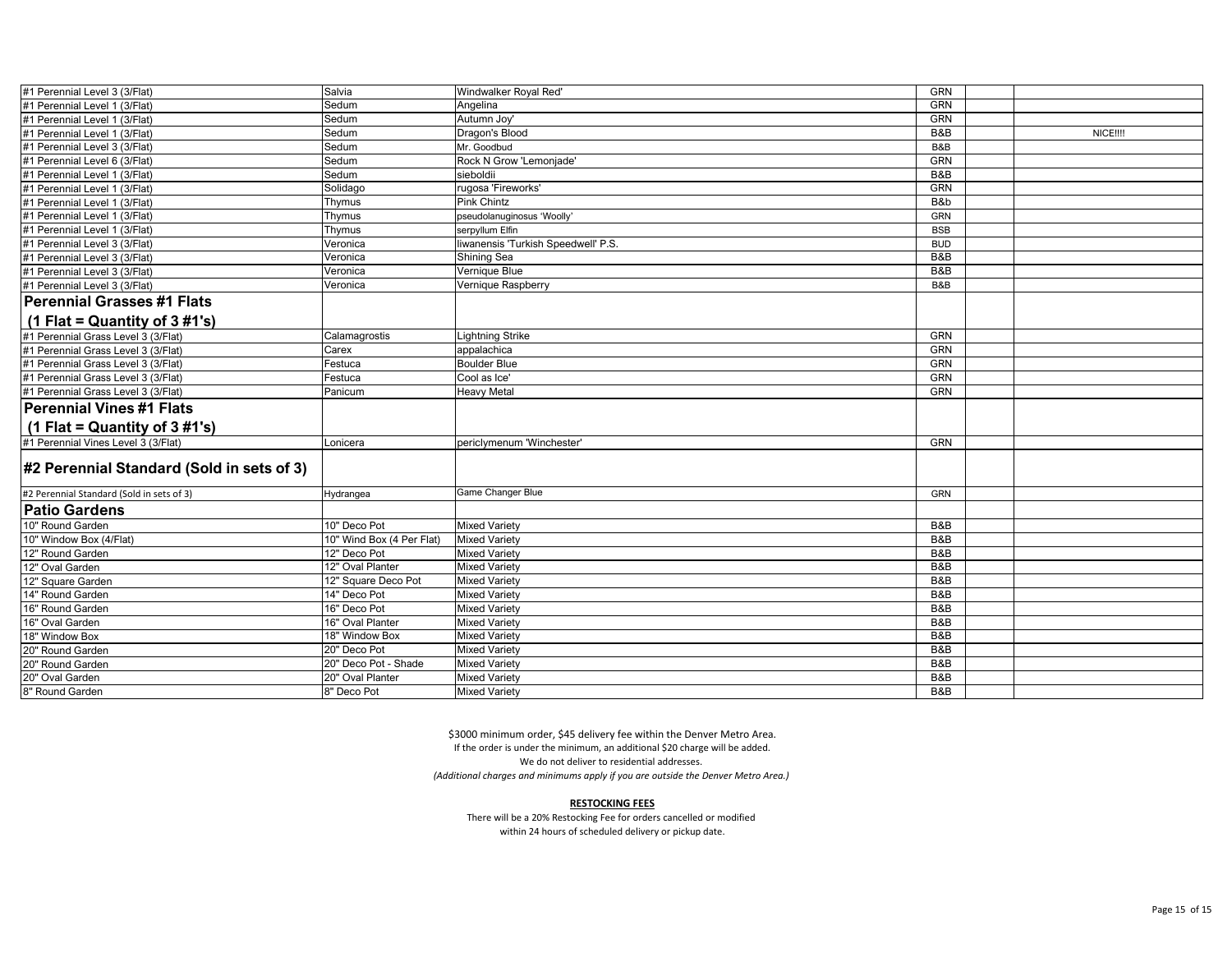| | | | | | |
|---|---|---|---|---|---|
| #1 Perennial Level 3 (3/Flat) | Salvia | Windwalker Royal Red' | GRN | | |
| #1 Perennial Level 1 (3/Flat) | Sedum | Angelina | GRN | | |
| #1 Perennial Level 1 (3/Flat) | Sedum | Autumn Joy' | GRN | | |
| #1 Perennial Level 1 (3/Flat) | Sedum | Dragon's Blood | B&B | | NICE!!!! |
| #1 Perennial Level 3 (3/Flat) | Sedum | Mr. Goodbud | B&B | | |
| #1 Perennial Level 6 (3/Flat) | Sedum | Rock N Grow 'Lemonjade' | GRN | | |
| #1 Perennial Level 1 (3/Flat) | Sedum | sieboldii | B&B | | |
| #1 Perennial Level 1 (3/Flat) | Solidago | rugosa 'Fireworks' | GRN | | |
| #1 Perennial Level 1 (3/Flat) | Thymus | Pink Chintz | B&b | | |
| #1 Perennial Level 1 (3/Flat) | Thymus | pseudolanuginosus 'Woolly' | GRN | | |
| #1 Perennial Level 1 (3/Flat) | Thymus | serpyllum Elfin | BSB | | |
| #1 Perennial Level 3 (3/Flat) | Veronica | liwanensis 'Turkish Speedwell' P.S. | BUD | | |
| #1 Perennial Level 3 (3/Flat) | Veronica | Shining Sea | B&B | | |
| #1 Perennial Level 3 (3/Flat) | Veronica | Vernique Blue | B&B | | |
| #1 Perennial Level 3 (3/Flat) | Veronica | Vernique Raspberry | B&B | | |
| **Perennial Grasses #1 Flats (1 Flat = Quantity of 3 #1's)** | | | | | |
| #1 Perennial Grass Level 3 (3/Flat) | Calamagrostis | Lightning Strike | GRN | | |
| #1 Perennial Grass Level 3 (3/Flat) | Carex | appalachica | GRN | | |
| #1 Perennial Grass Level 3 (3/Flat) | Festuca | Boulder Blue | GRN | | |
| #1 Perennial Grass Level 3 (3/Flat) | Festuca | Cool as Ice' | GRN | | |
| #1 Perennial Grass Level 3 (3/Flat) | Panicum | Heavy Metal | GRN | | |
| **Perennial Vines #1 Flats (1 Flat = Quantity of 3 #1's)** | | | | | |
| #1 Perennial Vines Level 3 (3/Flat) | Lonicera | periclymenum 'Winchester' | GRN | | |
| **#2 Perennial Standard (Sold in sets of 3)** | | | | | |
| #2 Perennial Standard (Sold in sets of 3) | Hydrangea | Game Changer Blue | GRN | | |
| **Patio Gardens** | | | | | |
| 10" Round Garden | 10" Deco Pot | Mixed Variety | B&B | | |
| 10" Window Box (4/Flat) | 10" Wind Box (4 Per Flat) | Mixed Variety | B&B | | |
| 12" Round Garden | 12" Deco Pot | Mixed Variety | B&B | | |
| 12" Oval Garden | 12" Oval Planter | Mixed Variety | B&B | | |
| 12" Square Garden | 12" Square Deco Pot | Mixed Variety | B&B | | |
| 14" Round Garden | 14" Deco Pot | Mixed Variety | B&B | | |
| 16" Round Garden | 16" Deco Pot | Mixed Variety | B&B | | |
| 16" Oval Garden | 16" Oval Planter | Mixed Variety | B&B | | |
| 18" Window Box | 18" Window Box | Mixed Variety | B&B | | |
| 20" Round Garden | 20" Deco Pot | Mixed Variety | B&B | | |
| 20" Round Garden | 20" Deco Pot - Shade | Mixed Variety | B&B | | |
| 20" Oval Garden | 20" Oval Planter | Mixed Variety | B&B | | |
| 8" Round Garden | 8" Deco Pot | Mixed Variety | B&B | | |

$3000 minimum order, $45 delivery fee within the Denver Metro Area.
If the order is under the minimum, an additional $20 charge will be added.
We do not deliver to residential addresses.
*(Additional charges and minimums apply if you are outside the Denver Metro Area.)*

**RESTOCKING FEES**

There will be a 20% Restocking Fee for orders cancelled or modified
within 24 hours of scheduled delivery or pickup date.